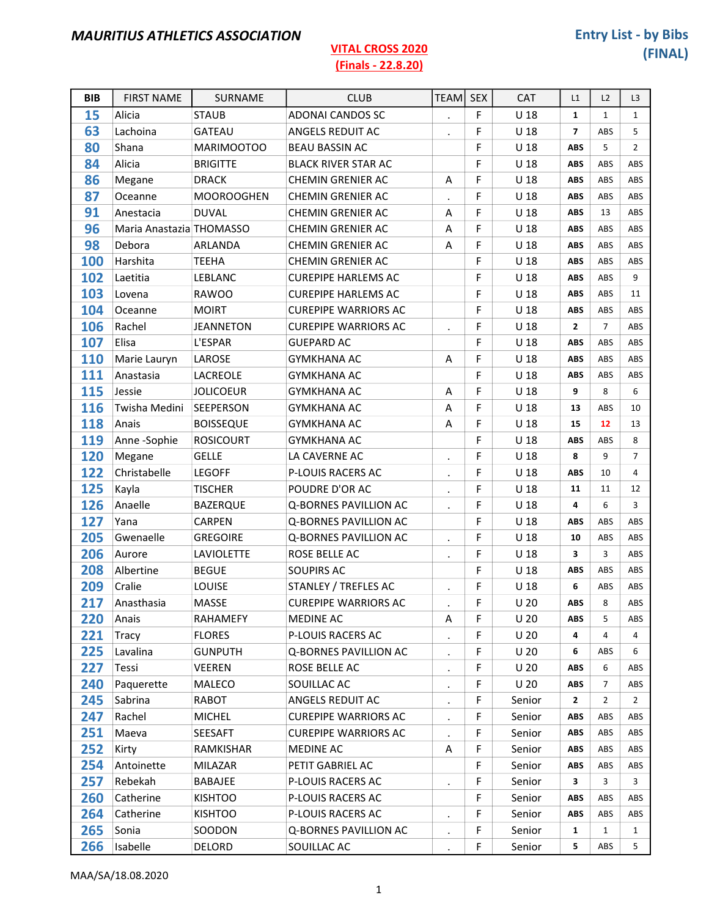**MAURITIUS ATHLETICS ASSOCIATION**

**VITAL CROSS 2020**
**(Finals - 22.8.20)**

**Entry List - by Bibs (FINAL)**

| BIB | FIRST NAME | SURNAME | CLUB | TEAM | SEX | CAT | L1 | L2 | L3 |
|---|---|---|---|---|---|---|---|---|---|
| 15 | Alicia | STAUB | ADONAI CANDOS SC | . | F | U 18 | 1 | 1 | 1 |
| 63 | Lachoina | GATEAU | ANGELS REDUIT AC | . | F | U 18 | 7 | ABS | 5 |
| 80 | Shana | MARIMOOTOO | BEAU BASSIN AC | | F | U 18 | ABS | 5 | 2 |
| 84 | Alicia | BRIGITTE | BLACK RIVER STAR AC | | F | U 18 | ABS | ABS | ABS |
| 86 | Megane | DRACK | CHEMIN GRENIER AC | A | F | U 18 | ABS | ABS | ABS |
| 87 | Oceanne | MOOROOGHEN | CHEMIN GRENIER AC | . | F | U 18 | ABS | ABS | ABS |
| 91 | Anestacia | DUVAL | CHEMIN GRENIER AC | A | F | U 18 | ABS | 13 | ABS |
| 96 | Maria Anastazia | THOMASSO | CHEMIN GRENIER AC | A | F | U 18 | ABS | ABS | ABS |
| 98 | Debora | ARLANDA | CHEMIN GRENIER AC | A | F | U 18 | ABS | ABS | ABS |
| 100 | Harshita | TEEHA | CHEMIN GRENIER AC | | F | U 18 | ABS | ABS | ABS |
| 102 | Laetitia | LEBLANC | CUREPIPE HARLEMS AC | | F | U 18 | ABS | ABS | 9 |
| 103 | Lovena | RAWOO | CUREPIPE HARLEMS AC | | F | U 18 | ABS | ABS | 11 |
| 104 | Oceanne | MOIRT | CUREPIPE WARRIORS AC | | F | U 18 | ABS | ABS | ABS |
| 106 | Rachel | JEANNETON | CUREPIPE WARRIORS AC | . | F | U 18 | 2 | 7 | ABS |
| 107 | Elisa | L'ESPAR | GUEPARD AC | | F | U 18 | ABS | ABS | ABS |
| 110 | Marie Lauryn | LAROSE | GYMKHANA AC | A | F | U 18 | ABS | ABS | ABS |
| 111 | Anastasia | LACREOLE | GYMKHANA AC | | F | U 18 | ABS | ABS | ABS |
| 115 | Jessie | JOLICOEUR | GYMKHANA AC | A | F | U 18 | 9 | 8 | 6 |
| 116 | Twisha Medini | SEEPERSON | GYMKHANA AC | A | F | U 18 | 13 | ABS | 10 |
| 118 | Anais | BOISSEQUE | GYMKHANA AC | A | F | U 18 | 15 | 12 | 13 |
| 119 | Anne -Sophie | ROSICOURT | GYMKHANA AC | | F | U 18 | ABS | ABS | 8 |
| 120 | Megane | GELLE | LA CAVERNE AC | . | F | U 18 | 8 | 9 | 7 |
| 122 | Christabelle | LEGOFF | P-LOUIS RACERS AC | . | F | U 18 | ABS | 10 | 4 |
| 125 | Kayla | TISCHER | POUDRE D'OR AC | . | F | U 18 | 11 | 11 | 12 |
| 126 | Anaelle | BAZERQUE | Q-BORNES PAVILLION AC | . | F | U 18 | 4 | 6 | 3 |
| 127 | Yana | CARPEN | Q-BORNES PAVILLION AC | | F | U 18 | ABS | ABS | ABS |
| 205 | Gwenaelle | GREGOIRE | Q-BORNES PAVILLION AC | . | F | U 18 | 10 | ABS | ABS |
| 206 | Aurore | LAVIOLETTE | ROSE BELLE AC | . | F | U 18 | 3 | 3 | ABS |
| 208 | Albertine | BEGUE | SOUPIRS AC | | F | U 18 | ABS | ABS | ABS |
| 209 | Cralie | LOUISE | STANLEY / TREFLES AC | . | F | U 18 | 6 | ABS | ABS |
| 217 | Anasthasia | MASSE | CUREPIPE WARRIORS AC | . | F | U 20 | ABS | 8 | ABS |
| 220 | Anais | RAHAMEFY | MEDINE AC | A | F | U 20 | ABS | 5 | ABS |
| 221 | Tracy | FLORES | P-LOUIS RACERS AC | . | F | U 20 | 4 | 4 | 4 |
| 225 | Lavalina | GUNPUTH | Q-BORNES PAVILLION AC | . | F | U 20 | 6 | ABS | 6 |
| 227 | Tessi | VEEREN | ROSE BELLE AC | . | F | U 20 | ABS | 6 | ABS |
| 240 | Paquerette | MALECO | SOUILLAC AC | . | F | U 20 | ABS | 7 | ABS |
| 245 | Sabrina | RABOT | ANGELS REDUIT AC | . | F | Senior | 2 | 2 | 2 |
| 247 | Rachel | MICHEL | CUREPIPE WARRIORS AC | . | F | Senior | ABS | ABS | ABS |
| 251 | Maeva | SEESAFT | CUREPIPE WARRIORS AC | . | F | Senior | ABS | ABS | ABS |
| 252 | Kirty | RAMKISHAR | MEDINE AC | A | F | Senior | ABS | ABS | ABS |
| 254 | Antoinette | MILAZAR | PETIT GABRIEL AC | | F | Senior | ABS | ABS | ABS |
| 257 | Rebekah | BABAJEE | P-LOUIS RACERS AC | . | F | Senior | 3 | 3 | 3 |
| 260 | Catherine | KISHTOO | P-LOUIS RACERS AC | | F | Senior | ABS | ABS | ABS |
| 264 | Catherine | KISHTOO | P-LOUIS RACERS AC | . | F | Senior | ABS | ABS | ABS |
| 265 | Sonia | SOODON | Q-BORNES PAVILLION AC | . | F | Senior | 1 | 1 | 1 |
| 266 | Isabelle | DELORD | SOUILLAC AC | . | F | Senior | 5 | ABS | 5 |

MAA/SA/18.08.2020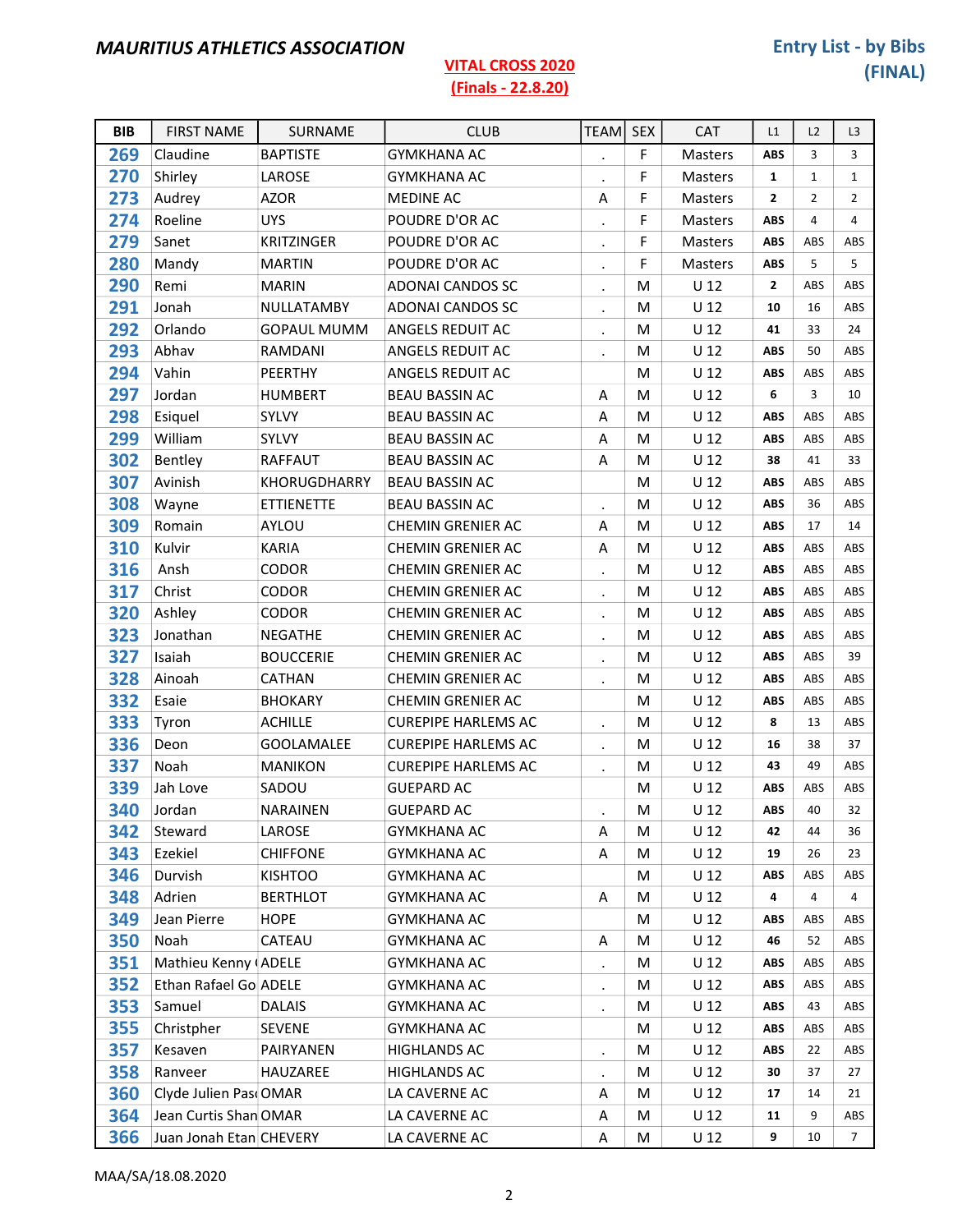**MAURITIUS ATHLETICS ASSOCIATION**

**VITAL CROSS 2020**
**(Finals - 22.8.20)**

**Entry List - by Bibs (FINAL)**

| BIB | FIRST NAME | SURNAME | CLUB | TEAM | SEX | CAT | L1 | L2 | L3 |
|---|---|---|---|---|---|---|---|---|---|
| 269 | Claudine | BAPTISTE | GYMKHANA AC | . | F | Masters | ABS | 3 | 3 |
| 270 | Shirley | LAROSE | GYMKHANA AC | . | F | Masters | 1 | 1 | 1 |
| 273 | Audrey | AZOR | MEDINE AC | A | F | Masters | 2 | 2 | 2 |
| 274 | Roeline | UYS | POUDRE D'OR AC | . | F | Masters | ABS | 4 | 4 |
| 279 | Sanet | KRITZINGER | POUDRE D'OR AC | . | F | Masters | ABS | ABS | ABS |
| 280 | Mandy | MARTIN | POUDRE D'OR AC | . | F | Masters | ABS | 5 | 5 |
| 290 | Remi | MARIN | ADONAI CANDOS SC | . | M | U 12 | 2 | ABS | ABS |
| 291 | Jonah | NULLATAMBY | ADONAI CANDOS SC | . | M | U 12 | 10 | 16 | ABS |
| 292 | Orlando | GOPAUL MUMM | ANGELS REDUIT AC | . | M | U 12 | 41 | 33 | 24 |
| 293 | Abhav | RAMDANI | ANGELS REDUIT AC | . | M | U 12 | ABS | 50 | ABS |
| 294 | Vahin | PEERTHY | ANGELS REDUIT AC | | M | U 12 | ABS | ABS | ABS |
| 297 | Jordan | HUMBERT | BEAU BASSIN AC | A | M | U 12 | 6 | 3 | 10 |
| 298 | Esiquel | SYLVY | BEAU BASSIN AC | A | M | U 12 | ABS | ABS | ABS |
| 299 | William | SYLVY | BEAU BASSIN AC | A | M | U 12 | ABS | ABS | ABS |
| 302 | Bentley | RAFFAUT | BEAU BASSIN AC | A | M | U 12 | 38 | 41 | 33 |
| 307 | Avinish | KHORUGDHARRY | BEAU BASSIN AC | | M | U 12 | ABS | ABS | ABS |
| 308 | Wayne | ETTIENETTE | BEAU BASSIN AC | . | M | U 12 | ABS | 36 | ABS |
| 309 | Romain | AYLOU | CHEMIN GRENIER AC | A | M | U 12 | ABS | 17 | 14 |
| 310 | Kulvir | KARIA | CHEMIN GRENIER AC | A | M | U 12 | ABS | ABS | ABS |
| 316 | Ansh | CODOR | CHEMIN GRENIER AC | . | M | U 12 | ABS | ABS | ABS |
| 317 | Christ | CODOR | CHEMIN GRENIER AC | . | M | U 12 | ABS | ABS | ABS |
| 320 | Ashley | CODOR | CHEMIN GRENIER AC | . | M | U 12 | ABS | ABS | ABS |
| 323 | Jonathan | NEGATHE | CHEMIN GRENIER AC | . | M | U 12 | ABS | ABS | ABS |
| 327 | Isaiah | BOUCCERIE | CHEMIN GRENIER AC | . | M | U 12 | ABS | ABS | 39 |
| 328 | Ainoah | CATHAN | CHEMIN GRENIER AC | . | M | U 12 | ABS | ABS | ABS |
| 332 | Esaie | BHOKARY | CHEMIN GRENIER AC | | M | U 12 | ABS | ABS | ABS |
| 333 | Tyron | ACHILLE | CUREPIPE HARLEMS AC | . | M | U 12 | 8 | 13 | ABS |
| 336 | Deon | GOOLAMALEE | CUREPIPE HARLEMS AC | . | M | U 12 | 16 | 38 | 37 |
| 337 | Noah | MANIKON | CUREPIPE HARLEMS AC | . | M | U 12 | 43 | 49 | ABS |
| 339 | Jah Love | SADOU | GUEPARD AC | | M | U 12 | ABS | ABS | ABS |
| 340 | Jordan | NARAINEN | GUEPARD AC | . | M | U 12 | ABS | 40 | 32 |
| 342 | Steward | LAROSE | GYMKHANA AC | A | M | U 12 | 42 | 44 | 36 |
| 343 | Ezekiel | CHIFFONE | GYMKHANA AC | A | M | U 12 | 19 | 26 | 23 |
| 346 | Durvish | KISHTOO | GYMKHANA AC | | M | U 12 | ABS | ABS | ABS |
| 348 | Adrien | BERTHLOT | GYMKHANA AC | A | M | U 12 | 4 | 4 | 4 |
| 349 | Jean Pierre | HOPE | GYMKHANA AC | | M | U 12 | ABS | ABS | ABS |
| 350 | Noah | CATEAU | GYMKHANA AC | A | M | U 12 | 46 | 52 | ABS |
| 351 | Mathieu Kenny ( | ADELE | GYMKHANA AC | . | M | U 12 | ABS | ABS | ABS |
| 352 | Ethan Rafael Go | ADELE | GYMKHANA AC | . | M | U 12 | ABS | ABS | ABS |
| 353 | Samuel | DALAIS | GYMKHANA AC | . | M | U 12 | ABS | 43 | ABS |
| 355 | Christpher | SEVENE | GYMKHANA AC | | M | U 12 | ABS | ABS | ABS |
| 357 | Kesaven | PAIRYANEN | HIGHLANDS AC | . | M | U 12 | ABS | 22 | ABS |
| 358 | Ranveer | HAUZAREE | HIGHLANDS AC | . | M | U 12 | 30 | 37 | 27 |
| 360 | Clyde Julien Pas | OMAR | LA CAVERNE AC | A | M | U 12 | 17 | 14 | 21 |
| 364 | Jean Curtis Shan | OMAR | LA CAVERNE AC | A | M | U 12 | 11 | 9 | ABS |
| 366 | Juan Jonah Etan | CHEVERY | LA CAVERNE AC | A | M | U 12 | 9 | 10 | 7 |

MAA/SA/18.08.2020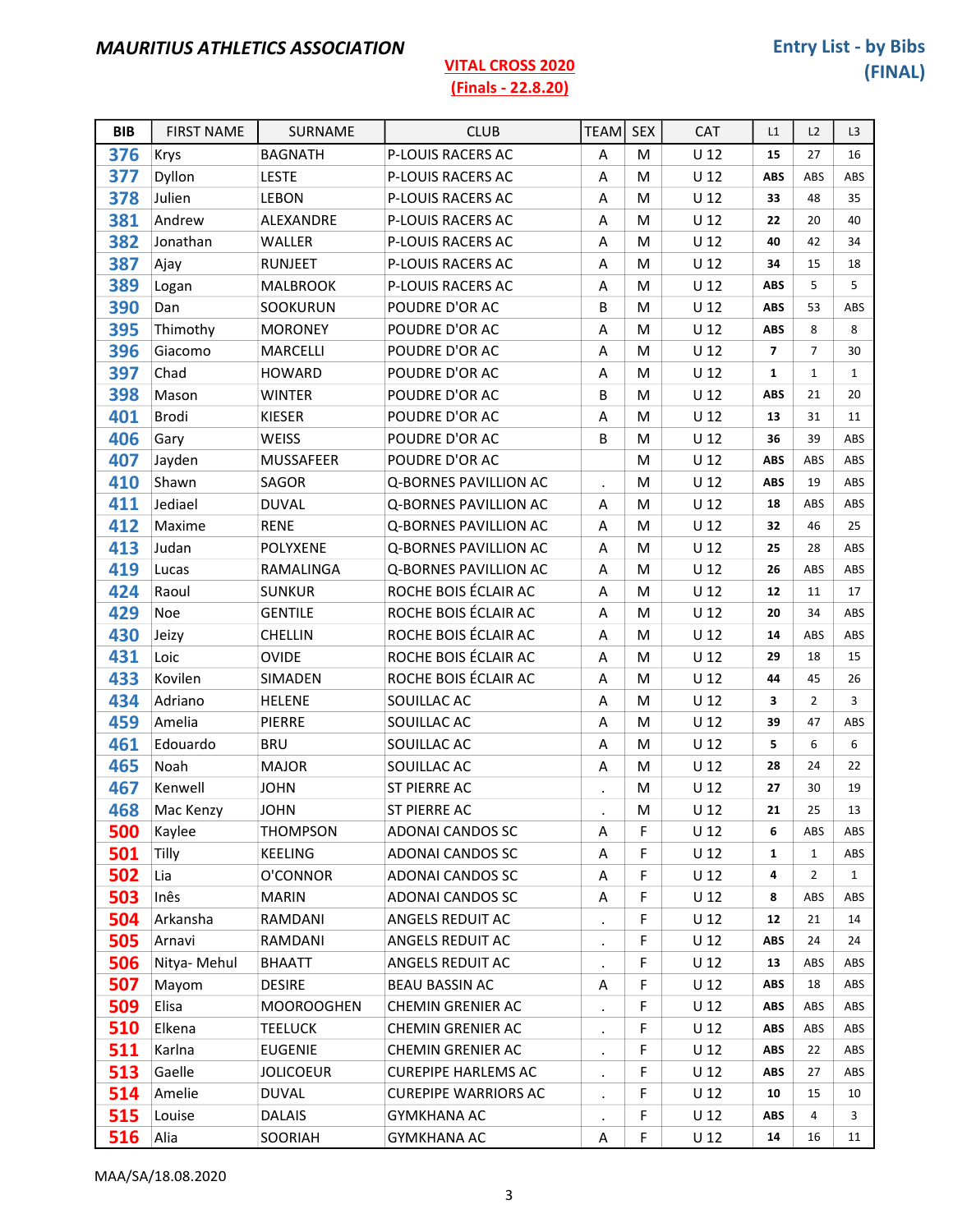**MAURITIUS ATHLETICS ASSOCIATION**

**VITAL CROSS 2020**
**(Finals - 22.8.20)**

**Entry List - by Bibs**
**(FINAL)**

| BIB | FIRST NAME | SURNAME | CLUB | TEAM | SEX | CAT | L1 | L2 | L3 |
|---|---|---|---|---|---|---|---|---|---|
| 376 | Krys | BAGNATH | P-LOUIS RACERS AC | A | M | U 12 | 15 | 27 | 16 |
| 377 | Dyllon | LESTE | P-LOUIS RACERS AC | A | M | U 12 | ABS | ABS | ABS |
| 378 | Julien | LEBON | P-LOUIS RACERS AC | A | M | U 12 | 33 | 48 | 35 |
| 381 | Andrew | ALEXANDRE | P-LOUIS RACERS AC | A | M | U 12 | 22 | 20 | 40 |
| 382 | Jonathan | WALLER | P-LOUIS RACERS AC | A | M | U 12 | 40 | 42 | 34 |
| 387 | Ajay | RUNJEET | P-LOUIS RACERS AC | A | M | U 12 | 34 | 15 | 18 |
| 389 | Logan | MALBROOK | P-LOUIS RACERS AC | A | M | U 12 | ABS | 5 | 5 |
| 390 | Dan | SOOKURUN | POUDRE D'OR AC | B | M | U 12 | ABS | 53 | ABS |
| 395 | Thimothy | MORONEY | POUDRE D'OR AC | A | M | U 12 | ABS | 8 | 8 |
| 396 | Giacomo | MARCELLI | POUDRE D'OR AC | A | M | U 12 | 7 | 7 | 30 |
| 397 | Chad | HOWARD | POUDRE D'OR AC | A | M | U 12 | 1 | 1 | 1 |
| 398 | Mason | WINTER | POUDRE D'OR AC | B | M | U 12 | ABS | 21 | 20 |
| 401 | Brodi | KIESER | POUDRE D'OR AC | A | M | U 12 | 13 | 31 | 11 |
| 406 | Gary | WEISS | POUDRE D'OR AC | B | M | U 12 | 36 | 39 | ABS |
| 407 | Jayden | MUSSAFEER | POUDRE D'OR AC |  | M | U 12 | ABS | ABS | ABS |
| 410 | Shawn | SAGOR | Q-BORNES PAVILLION AC | . | M | U 12 | ABS | 19 | ABS |
| 411 | Jediael | DUVAL | Q-BORNES PAVILLION AC | A | M | U 12 | 18 | ABS | ABS |
| 412 | Maxime | RENE | Q-BORNES PAVILLION AC | A | M | U 12 | 32 | 46 | 25 |
| 413 | Judan | POLYXENE | Q-BORNES PAVILLION AC | A | M | U 12 | 25 | 28 | ABS |
| 419 | Lucas | RAMALINGA | Q-BORNES PAVILLION AC | A | M | U 12 | 26 | ABS | ABS |
| 424 | Raoul | SUNKUR | ROCHE BOIS ÉCLAIR AC | A | M | U 12 | 12 | 11 | 17 |
| 429 | Noe | GENTILE | ROCHE BOIS ÉCLAIR AC | A | M | U 12 | 20 | 34 | ABS |
| 430 | Jeizy | CHELLIN | ROCHE BOIS ÉCLAIR AC | A | M | U 12 | 14 | ABS | ABS |
| 431 | Loic | OVIDE | ROCHE BOIS ÉCLAIR AC | A | M | U 12 | 29 | 18 | 15 |
| 433 | Kovilen | SIMADEN | ROCHE BOIS ÉCLAIR AC | A | M | U 12 | 44 | 45 | 26 |
| 434 | Adriano | HELENE | SOUILLAC AC | A | M | U 12 | 3 | 2 | 3 |
| 459 | Amelia | PIERRE | SOUILLAC AC | A | M | U 12 | 39 | 47 | ABS |
| 461 | Edouardo | BRU | SOUILLAC AC | A | M | U 12 | 5 | 6 | 6 |
| 465 | Noah | MAJOR | SOUILLAC AC | A | M | U 12 | 28 | 24 | 22 |
| 467 | Kenwell | JOHN | ST PIERRE AC | . | M | U 12 | 27 | 30 | 19 |
| 468 | Mac Kenzy | JOHN | ST PIERRE AC | . | M | U 12 | 21 | 25 | 13 |
| 500 | Kaylee | THOMPSON | ADONAI CANDOS SC | A | F | U 12 | 6 | ABS | ABS |
| 501 | Tilly | KEELING | ADONAI CANDOS SC | A | F | U 12 | 1 | 1 | ABS |
| 502 | Lia | O'CONNOR | ADONAI CANDOS SC | A | F | U 12 | 4 | 2 | 1 |
| 503 | Inês | MARIN | ADONAI CANDOS SC | A | F | U 12 | 8 | ABS | ABS |
| 504 | Arkansha | RAMDANI | ANGELS REDUIT AC | . | F | U 12 | 12 | 21 | 14 |
| 505 | Arnavi | RAMDANI | ANGELS REDUIT AC | . | F | U 12 | ABS | 24 | 24 |
| 506 | Nitya- Mehul | BHAATT | ANGELS REDUIT AC | . | F | U 12 | 13 | ABS | ABS |
| 507 | Mayom | DESIRE | BEAU BASSIN AC | A | F | U 12 | ABS | 18 | ABS |
| 509 | Elisa | MOOROOGHEN | CHEMIN GRENIER AC | . | F | U 12 | ABS | ABS | ABS |
| 510 | Elkena | TEELUCK | CHEMIN GRENIER AC | . | F | U 12 | ABS | ABS | ABS |
| 511 | Karlna | EUGENIE | CHEMIN GRENIER AC | . | F | U 12 | ABS | 22 | ABS |
| 513 | Gaelle | JOLICOEUR | CUREPIPE HARLEMS AC | . | F | U 12 | ABS | 27 | ABS |
| 514 | Amelie | DUVAL | CUREPIPE WARRIORS AC | . | F | U 12 | 10 | 15 | 10 |
| 515 | Louise | DALAIS | GYMKHANA AC | . | F | U 12 | ABS | 4 | 3 |
| 516 | Alia | SOORIAH | GYMKHANA AC | A | F | U 12 | 14 | 16 | 11 |

MAA/SA/18.08.2020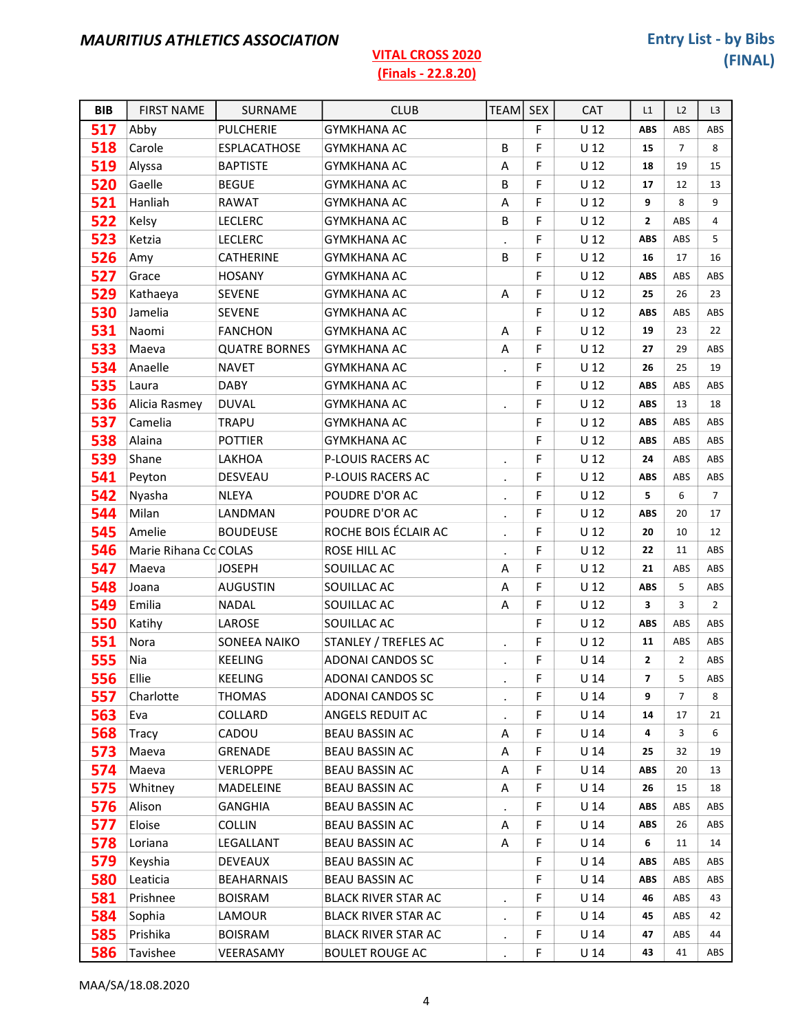**MAURITIUS ATHLETICS ASSOCIATION**

**VITAL CROSS 2020**
**(Finals - 22.8.20)**

**Entry List - by Bibs (FINAL)**

| BIB | FIRST NAME | SURNAME | CLUB | TEAM | SEX | CAT | L1 | L2 | L3 |
|---|---|---|---|---|---|---|---|---|---|
| 517 | Abby | PULCHERIE | GYMKHANA AC | | F | U 12 | ABS | ABS | ABS |
| 518 | Carole | ESPLACATHOSE | GYMKHANA AC | B | F | U 12 | 15 | 7 | 8 |
| 519 | Alyssa | BAPTISTE | GYMKHANA AC | A | F | U 12 | 18 | 19 | 15 |
| 520 | Gaelle | BEGUE | GYMKHANA AC | B | F | U 12 | 17 | 12 | 13 |
| 521 | Hanliah | RAWAT | GYMKHANA AC | A | F | U 12 | 9 | 8 | 9 |
| 522 | Kelsy | LECLERC | GYMKHANA AC | B | F | U 12 | 2 | ABS | 4 |
| 523 | Ketzia | LECLERC | GYMKHANA AC | . | F | U 12 | ABS | ABS | 5 |
| 526 | Amy | CATHERINE | GYMKHANA AC | B | F | U 12 | 16 | 17 | 16 |
| 527 | Grace | HOSANY | GYMKHANA AC | | F | U 12 | ABS | ABS | ABS |
| 529 | Kathaeya | SEVENE | GYMKHANA AC | A | F | U 12 | 25 | 26 | 23 |
| 530 | Jamelia | SEVENE | GYMKHANA AC | | F | U 12 | ABS | ABS | ABS |
| 531 | Naomi | FANCHON | GYMKHANA AC | A | F | U 12 | 19 | 23 | 22 |
| 533 | Maeva | QUATRE BORNES | GYMKHANA AC | A | F | U 12 | 27 | 29 | ABS |
| 534 | Anaelle | NAVET | GYMKHANA AC | . | F | U 12 | 26 | 25 | 19 |
| 535 | Laura | DABY | GYMKHANA AC | | F | U 12 | ABS | ABS | ABS |
| 536 | Alicia Rasmey | DUVAL | GYMKHANA AC | . | F | U 12 | ABS | 13 | 18 |
| 537 | Camelia | TRAPU | GYMKHANA AC | | F | U 12 | ABS | ABS | ABS |
| 538 | Alaina | POTTIER | GYMKHANA AC | | F | U 12 | ABS | ABS | ABS |
| 539 | Shane | LAKHOA | P-LOUIS RACERS AC | . | F | U 12 | 24 | ABS | ABS |
| 541 | Peyton | DESVEAU | P-LOUIS RACERS AC | . | F | U 12 | ABS | ABS | ABS |
| 542 | Nyasha | NLEYA | POUDRE D'OR AC | . | F | U 12 | 5 | 6 | 7 |
| 544 | Milan | LANDMAN | POUDRE D'OR AC | . | F | U 12 | ABS | 20 | 17 |
| 545 | Amelie | BOUDEUSE | ROCHE BOIS ÉCLAIR AC | . | F | U 12 | 20 | 10 | 12 |
| 546 | Marie Rihana Cc | COLAS | ROSE HILL AC | . | F | U 12 | 22 | 11 | ABS |
| 547 | Maeva | JOSEPH | SOUILLAC AC | A | F | U 12 | 21 | ABS | ABS |
| 548 | Joana | AUGUSTIN | SOUILLAC AC | A | F | U 12 | ABS | 5 | ABS |
| 549 | Emilia | NADAL | SOUILLAC AC | A | F | U 12 | 3 | 3 | 2 |
| 550 | Katihy | LAROSE | SOUILLAC AC | | F | U 12 | ABS | ABS | ABS |
| 551 | Nora | SONEEA NAIKO | STANLEY / TREFLES AC | . | F | U 12 | 11 | ABS | ABS |
| 555 | Nia | KEELING | ADONAI CANDOS SC | . | F | U 14 | 2 | 2 | ABS |
| 556 | Ellie | KEELING | ADONAI CANDOS SC | . | F | U 14 | 7 | 5 | ABS |
| 557 | Charlotte | THOMAS | ADONAI CANDOS SC | . | F | U 14 | 9 | 7 | 8 |
| 563 | Eva | COLLARD | ANGELS REDUIT AC | . | F | U 14 | 14 | 17 | 21 |
| 568 | Tracy | CADOU | BEAU BASSIN AC | A | F | U 14 | 4 | 3 | 6 |
| 573 | Maeva | GRENADE | BEAU BASSIN AC | A | F | U 14 | 25 | 32 | 19 |
| 574 | Maeva | VERLOPPE | BEAU BASSIN AC | A | F | U 14 | ABS | 20 | 13 |
| 575 | Whitney | MADELEINE | BEAU BASSIN AC | A | F | U 14 | 26 | 15 | 18 |
| 576 | Alison | GANGHIA | BEAU BASSIN AC | . | F | U 14 | ABS | ABS | ABS |
| 577 | Eloise | COLLIN | BEAU BASSIN AC | A | F | U 14 | ABS | 26 | ABS |
| 578 | Loriana | LEGALLANT | BEAU BASSIN AC | A | F | U 14 | 6 | 11 | 14 |
| 579 | Keyshia | DEVEAUX | BEAU BASSIN AC | | F | U 14 | ABS | ABS | ABS |
| 580 | Leaticia | BEAHARNAIS | BEAU BASSIN AC | | F | U 14 | ABS | ABS | ABS |
| 581 | Prishnee | BOISRAM | BLACK RIVER STAR AC | . | F | U 14 | 46 | ABS | 43 |
| 584 | Sophia | LAMOUR | BLACK RIVER STAR AC | . | F | U 14 | 45 | ABS | 42 |
| 585 | Prishika | BOISRAM | BLACK RIVER STAR AC | . | F | U 14 | 47 | ABS | 44 |
| 586 | Tavishee | VEERASAMY | BOULET ROUGE AC | . | F | U 14 | 43 | 41 | ABS |

MAA/SA/18.08.2020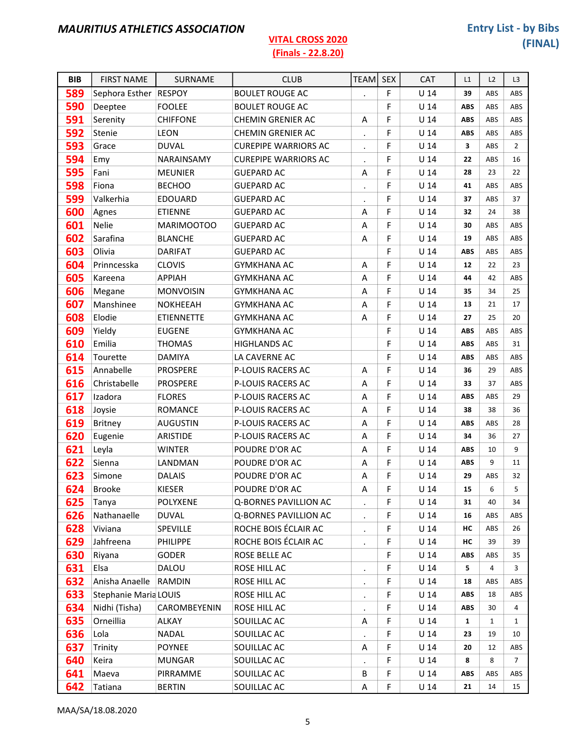*MAURITIUS ATHLETICS ASSOCIATION*

**VITAL CROSS 2020**
**(Finals - 22.8.20)**

**Entry List - by Bibs (FINAL)**

| BIB | FIRST NAME | SURNAME | CLUB | TEAM | SEX | CAT | L1 | L2 | L3 |
|---|---|---|---|---|---|---|---|---|---|
| 589 | Sephora Esther | RESPOY | BOULET ROUGE AC | . | F | U 14 | 39 | ABS | ABS |
| 590 | Deeptee | FOOLEE | BOULET ROUGE AC | | F | U 14 | ABS | ABS | ABS |
| 591 | Serenity | CHIFFONE | CHEMIN GRENIER AC | A | F | U 14 | ABS | ABS | ABS |
| 592 | Stenie | LEON | CHEMIN GRENIER AC | . | F | U 14 | ABS | ABS | ABS |
| 593 | Grace | DUVAL | CUREPIPE WARRIORS AC | . | F | U 14 | 3 | ABS | 2 |
| 594 | Emy | NARAINSAMY | CUREPIPE WARRIORS AC | . | F | U 14 | 22 | ABS | 16 |
| 595 | Fani | MEUNIER | GUEPARD AC | A | F | U 14 | 28 | 23 | 22 |
| 598 | Fiona | BECHOO | GUEPARD AC | . | F | U 14 | 41 | ABS | ABS |
| 599 | Valkerhia | EDOUARD | GUEPARD AC | . | F | U 14 | 37 | ABS | 37 |
| 600 | Agnes | ETIENNE | GUEPARD AC | A | F | U 14 | 32 | 24 | 38 |
| 601 | Nelie | MARIMOOTOO | GUEPARD AC | A | F | U 14 | 30 | ABS | ABS |
| 602 | Sarafina | BLANCHE | GUEPARD AC | A | F | U 14 | 19 | ABS | ABS |
| 603 | Olivia | DARIFAT | GUEPARD AC | | F | U 14 | ABS | ABS | ABS |
| 604 | Prinncesska | CLOVIS | GYMKHANA AC | A | F | U 14 | 12 | 22 | 23 |
| 605 | Kareena | APPIAH | GYMKHANA AC | A | F | U 14 | 44 | 42 | ABS |
| 606 | Megane | MONVOISIN | GYMKHANA AC | A | F | U 14 | 35 | 34 | 25 |
| 607 | Manshinee | NOKHEEAH | GYMKHANA AC | A | F | U 14 | 13 | 21 | 17 |
| 608 | Elodie | ETIENNETTE | GYMKHANA AC | A | F | U 14 | 27 | 25 | 20 |
| 609 | Yieldy | EUGENE | GYMKHANA AC | | F | U 14 | ABS | ABS | ABS |
| 610 | Emilia | THOMAS | HIGHLANDS AC | | F | U 14 | ABS | ABS | 31 |
| 614 | Tourette | DAMIYA | LA CAVERNE AC | | F | U 14 | ABS | ABS | ABS |
| 615 | Annabelle | PROSPERE | P-LOUIS RACERS AC | A | F | U 14 | 36 | 29 | ABS |
| 616 | Christabelle | PROSPERE | P-LOUIS RACERS AC | A | F | U 14 | 33 | 37 | ABS |
| 617 | Izadora | FLORES | P-LOUIS RACERS AC | A | F | U 14 | ABS | ABS | 29 |
| 618 | Joysie | ROMANCE | P-LOUIS RACERS AC | A | F | U 14 | 38 | 38 | 36 |
| 619 | Britney | AUGUSTIN | P-LOUIS RACERS AC | A | F | U 14 | ABS | ABS | 28 |
| 620 | Eugenie | ARISTIDE | P-LOUIS RACERS AC | A | F | U 14 | 34 | 36 | 27 |
| 621 | Leyla | WINTER | POUDRE D'OR AC | A | F | U 14 | ABS | 10 | 9 |
| 622 | Sienna | LANDMAN | POUDRE D'OR AC | A | F | U 14 | ABS | 9 | 11 |
| 623 | Simone | DALAIS | POUDRE D'OR AC | A | F | U 14 | 29 | ABS | 32 |
| 624 | Brooke | KIESER | POUDRE D'OR AC | A | F | U 14 | 15 | 6 | 5 |
| 625 | Tanya | POLYXENE | Q-BORNES PAVILLION AC | . | F | U 14 | 31 | 40 | 34 |
| 626 | Nathanaelle | DUVAL | Q-BORNES PAVILLION AC | . | F | U 14 | 16 | ABS | ABS |
| 628 | Viviana | SPEVILLE | ROCHE BOIS ÉCLAIR AC | . | F | U 14 | HC | ABS | 26 |
| 629 | Jahfreena | PHILIPPE | ROCHE BOIS ÉCLAIR AC | . | F | U 14 | HC | 39 | 39 |
| 630 | Riyana | GODER | ROSE BELLE AC | | F | U 14 | ABS | ABS | 35 |
| 631 | Elsa | DALOU | ROSE HILL AC | . | F | U 14 | 5 | 4 | 3 |
| 632 | Anisha Anaelle | RAMDIN | ROSE HILL AC | . | F | U 14 | 18 | ABS | ABS |
| 633 | Stephanie Maria | LOUIS | ROSE HILL AC | . | F | U 14 | ABS | 18 | ABS |
| 634 | Nidhi (Tisha) | CAROMBEYENIN | ROSE HILL AC | . | F | U 14 | ABS | 30 | 4 |
| 635 | Orneillia | ALKAY | SOUILLAC AC | A | F | U 14 | 1 | 1 | 1 |
| 636 | Lola | NADAL | SOUILLAC AC | . | F | U 14 | 23 | 19 | 10 |
| 637 | Trinity | POYNEE | SOUILLAC AC | A | F | U 14 | 20 | 12 | ABS |
| 640 | Keira | MUNGAR | SOUILLAC AC | . | F | U 14 | 8 | 8 | 7 |
| 641 | Maeva | PIRRAMME | SOUILLAC AC | B | F | U 14 | ABS | ABS | ABS |
| 642 | Tatiana | BERTIN | SOUILLAC AC | A | F | U 14 | 21 | 14 | 15 |

MAA/SA/18.08.2020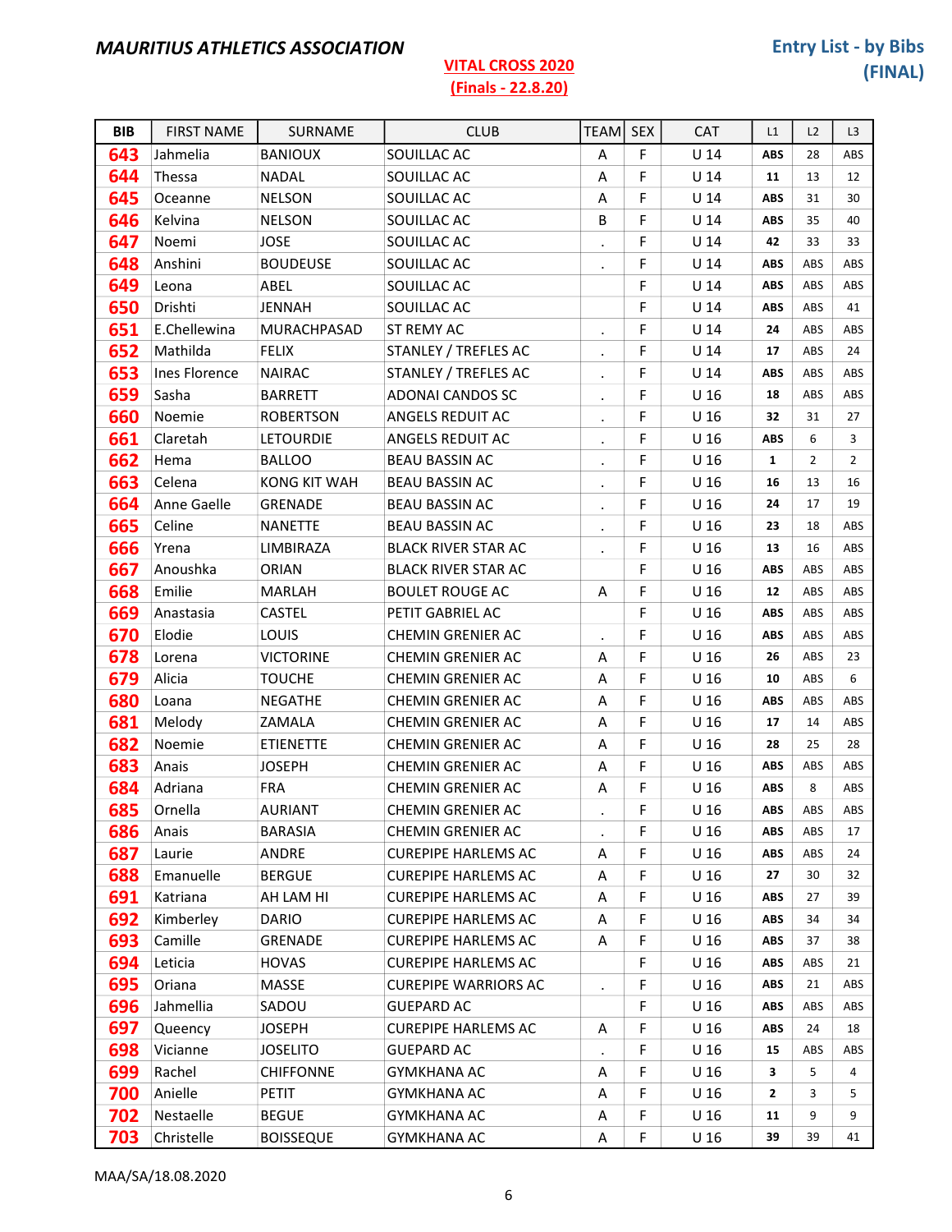**MAURITIUS ATHLETICS ASSOCIATION**

**VITAL CROSS 2020**
**(Finals - 22.8.20)**

**Entry List - by Bibs**
**(FINAL)**

| BIB | FIRST NAME | SURNAME | CLUB | TEAM | SEX | CAT | L1 | L2 | L3 |
|---|---|---|---|---|---|---|---|---|---|
| 643 | Jahmelia | BANIOUX | SOUILLAC AC | A | F | U 14 | ABS | 28 | ABS |
| 644 | Thessa | NADAL | SOUILLAC AC | A | F | U 14 | 11 | 13 | 12 |
| 645 | Oceanne | NELSON | SOUILLAC AC | A | F | U 14 | ABS | 31 | 30 |
| 646 | Kelvina | NELSON | SOUILLAC AC | B | F | U 14 | ABS | 35 | 40 |
| 647 | Noemi | JOSE | SOUILLAC AC | . | F | U 14 | 42 | 33 | 33 |
| 648 | Anshini | BOUDEUSE | SOUILLAC AC | . | F | U 14 | ABS | ABS | ABS |
| 649 | Leona | ABEL | SOUILLAC AC | | F | U 14 | ABS | ABS | ABS |
| 650 | Drishti | JENNAH | SOUILLAC AC | | F | U 14 | ABS | ABS | 41 |
| 651 | E.Chellewina | MURACHPASAD | ST REMY AC | . | F | U 14 | 24 | ABS | ABS |
| 652 | Mathilda | FELIX | STANLEY / TREFLES AC | . | F | U 14 | 17 | ABS | 24 |
| 653 | Ines Florence | NAIRAC | STANLEY / TREFLES AC | . | F | U 14 | ABS | ABS | ABS |
| 659 | Sasha | BARRETT | ADONAI CANDOS SC | . | F | U 16 | 18 | ABS | ABS |
| 660 | Noemie | ROBERTSON | ANGELS REDUIT AC | . | F | U 16 | 32 | 31 | 27 |
| 661 | Claretah | LETOURDIE | ANGELS REDUIT AC | . | F | U 16 | ABS | 6 | 3 |
| 662 | Hema | BALLOO | BEAU BASSIN AC | . | F | U 16 | 1 | 2 | 2 |
| 663 | Celena | KONG KIT WAH | BEAU BASSIN AC | . | F | U 16 | 16 | 13 | 16 |
| 664 | Anne Gaelle | GRENADE | BEAU BASSIN AC | . | F | U 16 | 24 | 17 | 19 |
| 665 | Celine | NANETTE | BEAU BASSIN AC | . | F | U 16 | 23 | 18 | ABS |
| 666 | Yrena | LIMBIRAZA | BLACK RIVER STAR AC | . | F | U 16 | 13 | 16 | ABS |
| 667 | Anoushka | ORIAN | BLACK RIVER STAR AC | | F | U 16 | ABS | ABS | ABS |
| 668 | Emilie | MARLAH | BOULET ROUGE AC | A | F | U 16 | 12 | ABS | ABS |
| 669 | Anastasia | CASTEL | PETIT GABRIEL AC | | F | U 16 | ABS | ABS | ABS |
| 670 | Elodie | LOUIS | CHEMIN GRENIER AC | . | F | U 16 | ABS | ABS | ABS |
| 678 | Lorena | VICTORINE | CHEMIN GRENIER AC | A | F | U 16 | 26 | ABS | 23 |
| 679 | Alicia | TOUCHE | CHEMIN GRENIER AC | A | F | U 16 | 10 | ABS | 6 |
| 680 | Loana | NEGATHE | CHEMIN GRENIER AC | A | F | U 16 | ABS | ABS | ABS |
| 681 | Melody | ZAMALA | CHEMIN GRENIER AC | A | F | U 16 | 17 | 14 | ABS |
| 682 | Noemie | ETIENETTE | CHEMIN GRENIER AC | A | F | U 16 | 28 | 25 | 28 |
| 683 | Anais | JOSEPH | CHEMIN GRENIER AC | A | F | U 16 | ABS | ABS | ABS |
| 684 | Adriana | FRA | CHEMIN GRENIER AC | A | F | U 16 | ABS | 8 | ABS |
| 685 | Ornella | AURIANT | CHEMIN GRENIER AC | . | F | U 16 | ABS | ABS | ABS |
| 686 | Anais | BARASIA | CHEMIN GRENIER AC | . | F | U 16 | ABS | ABS | 17 |
| 687 | Laurie | ANDRE | CUREPIPE HARLEMS AC | A | F | U 16 | ABS | ABS | 24 |
| 688 | Emanuelle | BERGUE | CUREPIPE HARLEMS AC | A | F | U 16 | 27 | 30 | 32 |
| 691 | Katriana | AH LAM HI | CUREPIPE HARLEMS AC | A | F | U 16 | ABS | 27 | 39 |
| 692 | Kimberley | DARIO | CUREPIPE HARLEMS AC | A | F | U 16 | ABS | 34 | 34 |
| 693 | Camille | GRENADE | CUREPIPE HARLEMS AC | A | F | U 16 | ABS | 37 | 38 |
| 694 | Leticia | HOVAS | CUREPIPE HARLEMS AC | | F | U 16 | ABS | ABS | 21 |
| 695 | Oriana | MASSE | CUREPIPE WARRIORS AC | . | F | U 16 | ABS | 21 | ABS |
| 696 | Jahmellia | SADOU | GUEPARD AC | | F | U 16 | ABS | ABS | ABS |
| 697 | Queency | JOSEPH | CUREPIPE HARLEMS AC | A | F | U 16 | ABS | 24 | 18 |
| 698 | Vicianne | JOSELITO | GUEPARD AC | . | F | U 16 | 15 | ABS | ABS |
| 699 | Rachel | CHIFFONNE | GYMKHANA AC | A | F | U 16 | 3 | 5 | 4 |
| 700 | Anielle | PETIT | GYMKHANA AC | A | F | U 16 | 2 | 3 | 5 |
| 702 | Nestaelle | BEGUE | GYMKHANA AC | A | F | U 16 | 11 | 9 | 9 |
| 703 | Christelle | BOISSEQUE | GYMKHANA AC | A | F | U 16 | 39 | 39 | 41 |

MAA/SA/18.08.2020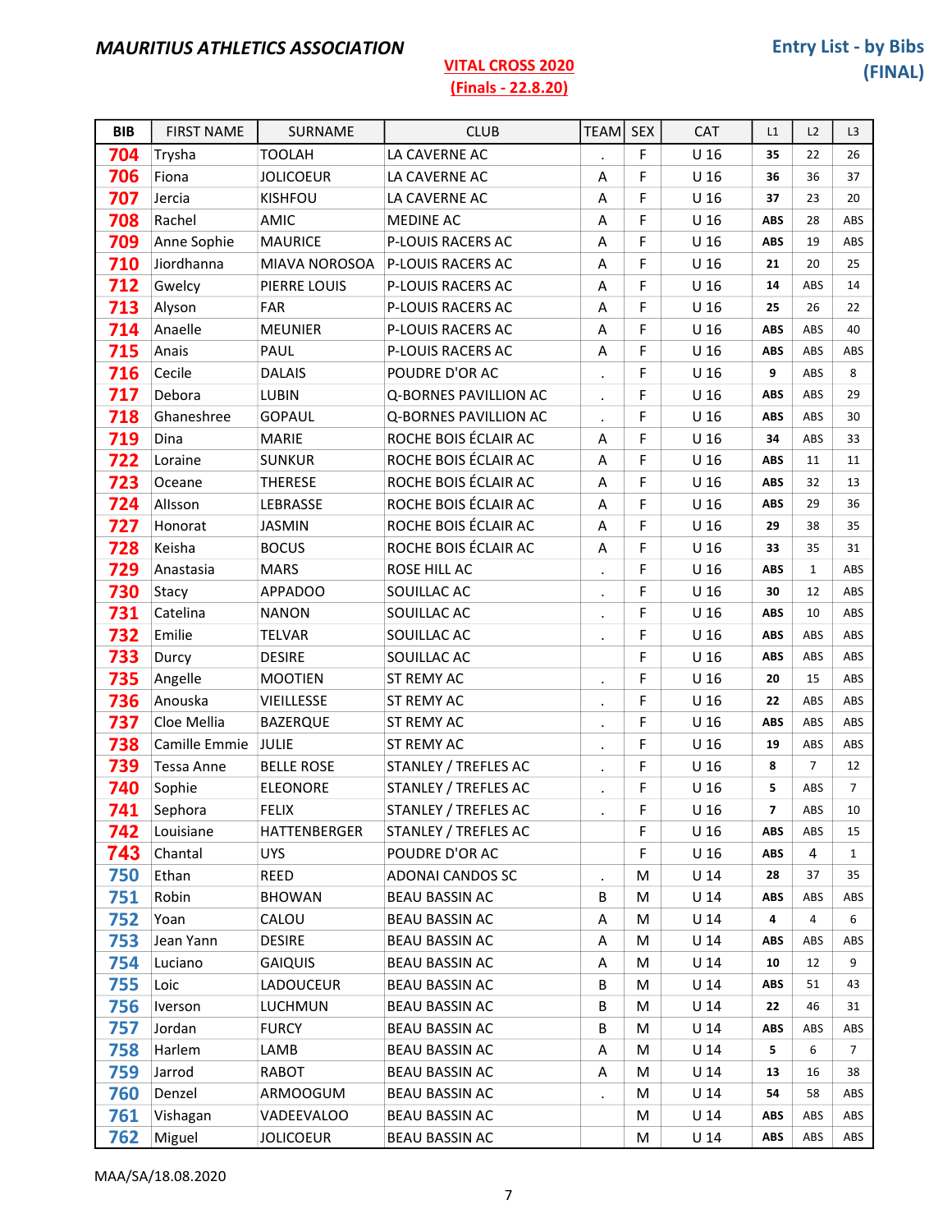**MAURITIUS ATHLETICS ASSOCIATION**

**VITAL CROSS 2020**
**(Finals - 22.8.20)**

**Entry List - by Bibs (FINAL)**

| BIB | FIRST NAME | SURNAME | CLUB | TEAM | SEX | CAT | L1 | L2 | L3 |
|---|---|---|---|---|---|---|---|---|---|
| 704 | Trysha | TOOLAH | LA CAVERNE AC | . | F | U 16 | 35 | 22 | 26 |
| 706 | Fiona | JOLICOEUR | LA CAVERNE AC | A | F | U 16 | 36 | 36 | 37 |
| 707 | Jercia | KISHFOU | LA CAVERNE AC | A | F | U 16 | 37 | 23 | 20 |
| 708 | Rachel | AMIC | MEDINE AC | A | F | U 16 | ABS | 28 | ABS |
| 709 | Anne Sophie | MAURICE | P-LOUIS RACERS AC | A | F | U 16 | ABS | 19 | ABS |
| 710 | Jiordhanna | MIAVA NOROSOA | P-LOUIS RACERS AC | A | F | U 16 | 21 | 20 | 25 |
| 712 | Gwelcy | PIERRE LOUIS | P-LOUIS RACERS AC | A | F | U 16 | 14 | ABS | 14 |
| 713 | Alyson | FAR | P-LOUIS RACERS AC | A | F | U 16 | 25 | 26 | 22 |
| 714 | Anaelle | MEUNIER | P-LOUIS RACERS AC | A | F | U 16 | ABS | ABS | 40 |
| 715 | Anais | PAUL | P-LOUIS RACERS AC | A | F | U 16 | ABS | ABS | ABS |
| 716 | Cecile | DALAIS | POUDRE D'OR AC | . | F | U 16 | 9 | ABS | 8 |
| 717 | Debora | LUBIN | Q-BORNES PAVILLION AC | . | F | U 16 | ABS | ABS | 29 |
| 718 | Ghaneshree | GOPAUL | Q-BORNES PAVILLION AC | . | F | U 16 | ABS | ABS | 30 |
| 719 | Dina | MARIE | ROCHE BOIS ÉCLAIR AC | A | F | U 16 | 34 | ABS | 33 |
| 722 | Loraine | SUNKUR | ROCHE BOIS ÉCLAIR AC | A | F | U 16 | ABS | 11 | 11 |
| 723 | Oceane | THERESE | ROCHE BOIS ÉCLAIR AC | A | F | U 16 | ABS | 32 | 13 |
| 724 | Allsson | LEBRASSE | ROCHE BOIS ÉCLAIR AC | A | F | U 16 | ABS | 29 | 36 |
| 727 | Honorat | JASMIN | ROCHE BOIS ÉCLAIR AC | A | F | U 16 | 29 | 38 | 35 |
| 728 | Keisha | BOCUS | ROCHE BOIS ÉCLAIR AC | A | F | U 16 | 33 | 35 | 31 |
| 729 | Anastasia | MARS | ROSE HILL AC | . | F | U 16 | ABS | 1 | ABS |
| 730 | Stacy | APPADOO | SOUILLAC AC | . | F | U 16 | 30 | 12 | ABS |
| 731 | Catelina | NANON | SOUILLAC AC | . | F | U 16 | ABS | 10 | ABS |
| 732 | Emilie | TELVAR | SOUILLAC AC | . | F | U 16 | ABS | ABS | ABS |
| 733 | Durcy | DESIRE | SOUILLAC AC | | F | U 16 | ABS | ABS | ABS |
| 735 | Angelle | MOOTIEN | ST REMY AC | . | F | U 16 | 20 | 15 | ABS |
| 736 | Anouska | VIEILLESSE | ST REMY AC | . | F | U 16 | 22 | ABS | ABS |
| 737 | Cloe Mellia | BAZERQUE | ST REMY AC | . | F | U 16 | ABS | ABS | ABS |
| 738 | Camille Emmie | JULIE | ST REMY AC | . | F | U 16 | 19 | ABS | ABS |
| 739 | Tessa Anne | BELLE ROSE | STANLEY / TREFLES AC | . | F | U 16 | 8 | 7 | 12 |
| 740 | Sophie | ELEONORE | STANLEY / TREFLES AC | . | F | U 16 | 5 | ABS | 7 |
| 741 | Sephora | FELIX | STANLEY / TREFLES AC | . | F | U 16 | 7 | ABS | 10 |
| 742 | Louisiane | HATTENBERGER | STANLEY / TREFLES AC | | F | U 16 | ABS | ABS | 15 |
| 743 | Chantal | UYS | POUDRE D'OR AC | | F | U 16 | ABS | 4 | 1 |
| 750 | Ethan | REED | ADONAI CANDOS SC | . | M | U 14 | 28 | 37 | 35 |
| 751 | Robin | BHOWAN | BEAU BASSIN AC | B | M | U 14 | ABS | ABS | ABS |
| 752 | Yoan | CALOU | BEAU BASSIN AC | A | M | U 14 | 4 | 4 | 6 |
| 753 | Jean Yann | DESIRE | BEAU BASSIN AC | A | M | U 14 | ABS | ABS | ABS |
| 754 | Luciano | GAIQUIS | BEAU BASSIN AC | A | M | U 14 | 10 | 12 | 9 |
| 755 | Loic | LADOUCEUR | BEAU BASSIN AC | B | M | U 14 | ABS | 51 | 43 |
| 756 | Iverson | LUCHMUN | BEAU BASSIN AC | B | M | U 14 | 22 | 46 | 31 |
| 757 | Jordan | FURCY | BEAU BASSIN AC | B | M | U 14 | ABS | ABS | ABS |
| 758 | Harlem | LAMB | BEAU BASSIN AC | A | M | U 14 | 5 | 6 | 7 |
| 759 | Jarrod | RABOT | BEAU BASSIN AC | A | M | U 14 | 13 | 16 | 38 |
| 760 | Denzel | ARMOOGUM | BEAU BASSIN AC | . | M | U 14 | 54 | 58 | ABS |
| 761 | Vishagan | VADEEVALOO | BEAU BASSIN AC | | M | U 14 | ABS | ABS | ABS |
| 762 | Miguel | JOLICOEUR | BEAU BASSIN AC | | M | U 14 | ABS | ABS | ABS |

MAA/SA/18.08.2020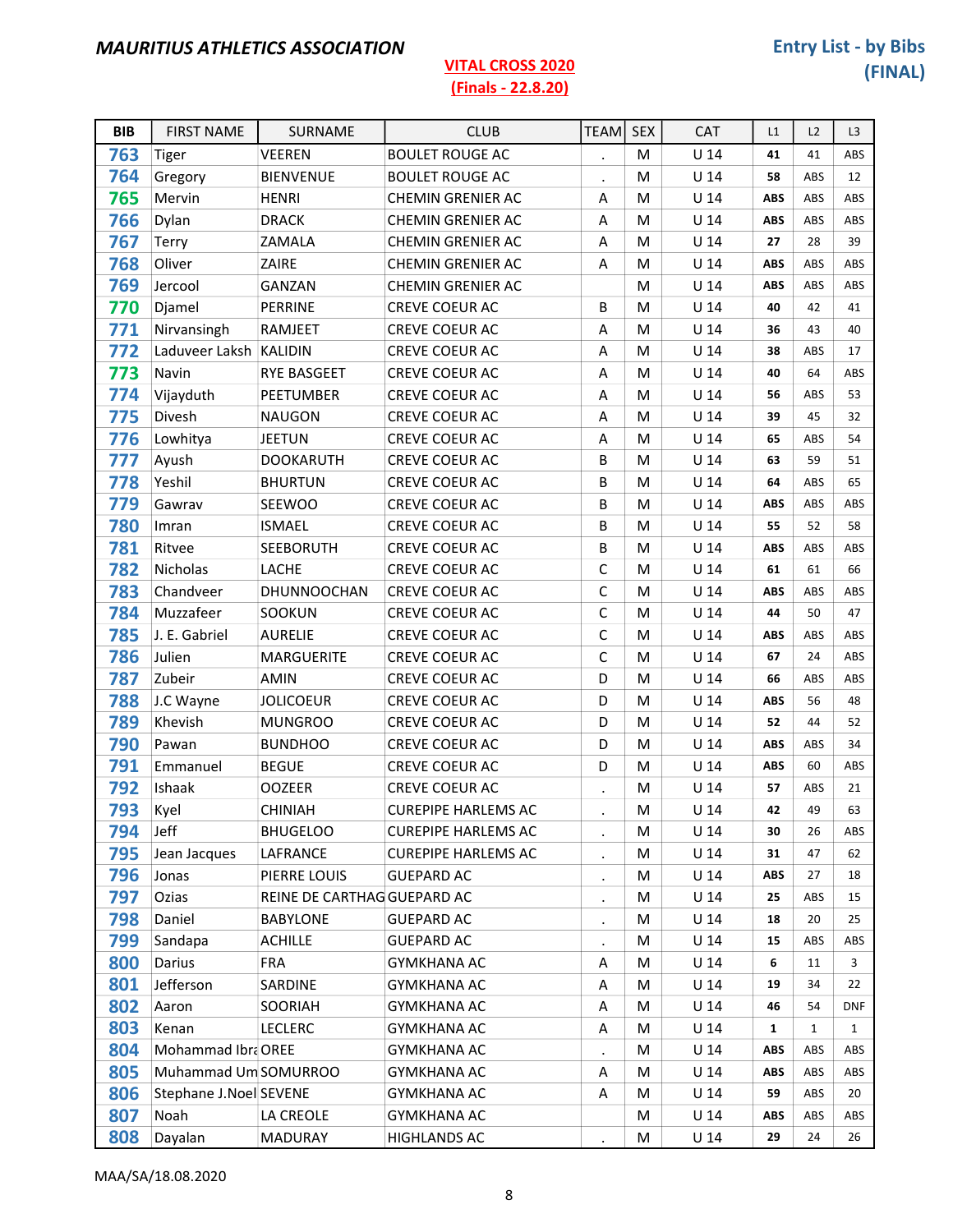**MAURITIUS ATHLETICS ASSOCIATION**

**VITAL CROSS 2020**
**(Finals - 22.8.20)**

**Entry List - by Bibs (FINAL)**

| BIB | FIRST NAME | SURNAME | CLUB | TEAM | SEX | CAT | L1 | L2 | L3 |
|---|---|---|---|---|---|---|---|---|---|
| 763 | Tiger | VEEREN | BOULET ROUGE AC | . | M | U 14 | 41 | 41 | ABS |
| 764 | Gregory | BIENVENUE | BOULET ROUGE AC | . | M | U 14 | 58 | ABS | 12 |
| 765 | Mervin | HENRI | CHEMIN GRENIER AC | A | M | U 14 | ABS | ABS | ABS |
| 766 | Dylan | DRACK | CHEMIN GRENIER AC | A | M | U 14 | ABS | ABS | ABS |
| 767 | Terry | ZAMALA | CHEMIN GRENIER AC | A | M | U 14 | 27 | 28 | 39 |
| 768 | Oliver | ZAIRE | CHEMIN GRENIER AC | A | M | U 14 | ABS | ABS | ABS |
| 769 | Jercool | GANZAN | CHEMIN GRENIER AC | | M | U 14 | ABS | ABS | ABS |
| 770 | Djamel | PERRINE | CREVE COEUR AC | B | M | U 14 | 40 | 42 | 41 |
| 771 | Nirvansingh | RAMJEET | CREVE COEUR AC | A | M | U 14 | 36 | 43 | 40 |
| 772 | Laduveer Laksh | KALIDIN | CREVE COEUR AC | A | M | U 14 | 38 | ABS | 17 |
| 773 | Navin | RYE BASGEET | CREVE COEUR AC | A | M | U 14 | 40 | 64 | ABS |
| 774 | Vijayduth | PEETUMBER | CREVE COEUR AC | A | M | U 14 | 56 | ABS | 53 |
| 775 | Divesh | NAUGON | CREVE COEUR AC | A | M | U 14 | 39 | 45 | 32 |
| 776 | Lowhitya | JEETUN | CREVE COEUR AC | A | M | U 14 | 65 | ABS | 54 |
| 777 | Ayush | DOOKARUTH | CREVE COEUR AC | B | M | U 14 | 63 | 59 | 51 |
| 778 | Yeshil | BHURTUN | CREVE COEUR AC | B | M | U 14 | 64 | ABS | 65 |
| 779 | Gawrav | SEEWOO | CREVE COEUR AC | B | M | U 14 | ABS | ABS | ABS |
| 780 | Imran | ISMAEL | CREVE COEUR AC | B | M | U 14 | 55 | 52 | 58 |
| 781 | Ritvee | SEEBORUTH | CREVE COEUR AC | B | M | U 14 | ABS | ABS | ABS |
| 782 | Nicholas | LACHE | CREVE COEUR AC | C | M | U 14 | 61 | 61 | 66 |
| 783 | Chandveer | DHUNNOOCHAN | CREVE COEUR AC | C | M | U 14 | ABS | ABS | ABS |
| 784 | Muzzafeer | SOOKUN | CREVE COEUR AC | C | M | U 14 | 44 | 50 | 47 |
| 785 | J. E. Gabriel | AURELIE | CREVE COEUR AC | C | M | U 14 | ABS | ABS | ABS |
| 786 | Julien | MARGUERITE | CREVE COEUR AC | C | M | U 14 | 67 | 24 | ABS |
| 787 | Zubeir | AMIN | CREVE COEUR AC | D | M | U 14 | 66 | ABS | ABS |
| 788 | J.C Wayne | JOLICOEUR | CREVE COEUR AC | D | M | U 14 | ABS | 56 | 48 |
| 789 | Khevish | MUNGROO | CREVE COEUR AC | D | M | U 14 | 52 | 44 | 52 |
| 790 | Pawan | BUNDHOO | CREVE COEUR AC | D | M | U 14 | ABS | ABS | 34 |
| 791 | Emmanuel | BEGUE | CREVE COEUR AC | D | M | U 14 | ABS | 60 | ABS |
| 792 | Ishaak | OOZEER | CREVE COEUR AC | . | M | U 14 | 57 | ABS | 21 |
| 793 | Kyel | CHINIAH | CUREPIPE HARLEMS AC | . | M | U 14 | 42 | 49 | 63 |
| 794 | Jeff | BHUGELOO | CUREPIPE HARLEMS AC | . | M | U 14 | 30 | 26 | ABS |
| 795 | Jean Jacques | LAFRANCE | CUREPIPE HARLEMS AC | . | M | U 14 | 31 | 47 | 62 |
| 796 | Jonas | PIERRE LOUIS | GUEPARD AC | . | M | U 14 | ABS | 27 | 18 |
| 797 | Ozias | REINE DE CARTHAG | GUEPARD AC | . | M | U 14 | 25 | ABS | 15 |
| 798 | Daniel | BABYLONE | GUEPARD AC | . | M | U 14 | 18 | 20 | 25 |
| 799 | Sandapa | ACHILLE | GUEPARD AC | . | M | U 14 | 15 | ABS | ABS |
| 800 | Darius | FRA | GYMKHANA AC | A | M | U 14 | 6 | 11 | 3 |
| 801 | Jefferson | SARDINE | GYMKHANA AC | A | M | U 14 | 19 | 34 | 22 |
| 802 | Aaron | SOORIAH | GYMKHANA AC | A | M | U 14 | 46 | 54 | DNF |
| 803 | Kenan | LECLERC | GYMKHANA AC | A | M | U 14 | 1 | 1 | 1 |
| 804 | Mohammad Ibra | OREE | GYMKHANA AC | . | M | U 14 | ABS | ABS | ABS |
| 805 | Muhammad Um | SOMURROO | GYMKHANA AC | A | M | U 14 | ABS | ABS | ABS |
| 806 | Stephane J.Noel | SEVENE | GYMKHANA AC | A | M | U 14 | 59 | ABS | 20 |
| 807 | Noah | LA CREOLE | GYMKHANA AC | | M | U 14 | ABS | ABS | ABS |
| 808 | Dayalan | MADURAY | HIGHLANDS AC | . | M | U 14 | 29 | 24 | 26 |

MAA/SA/18.08.2020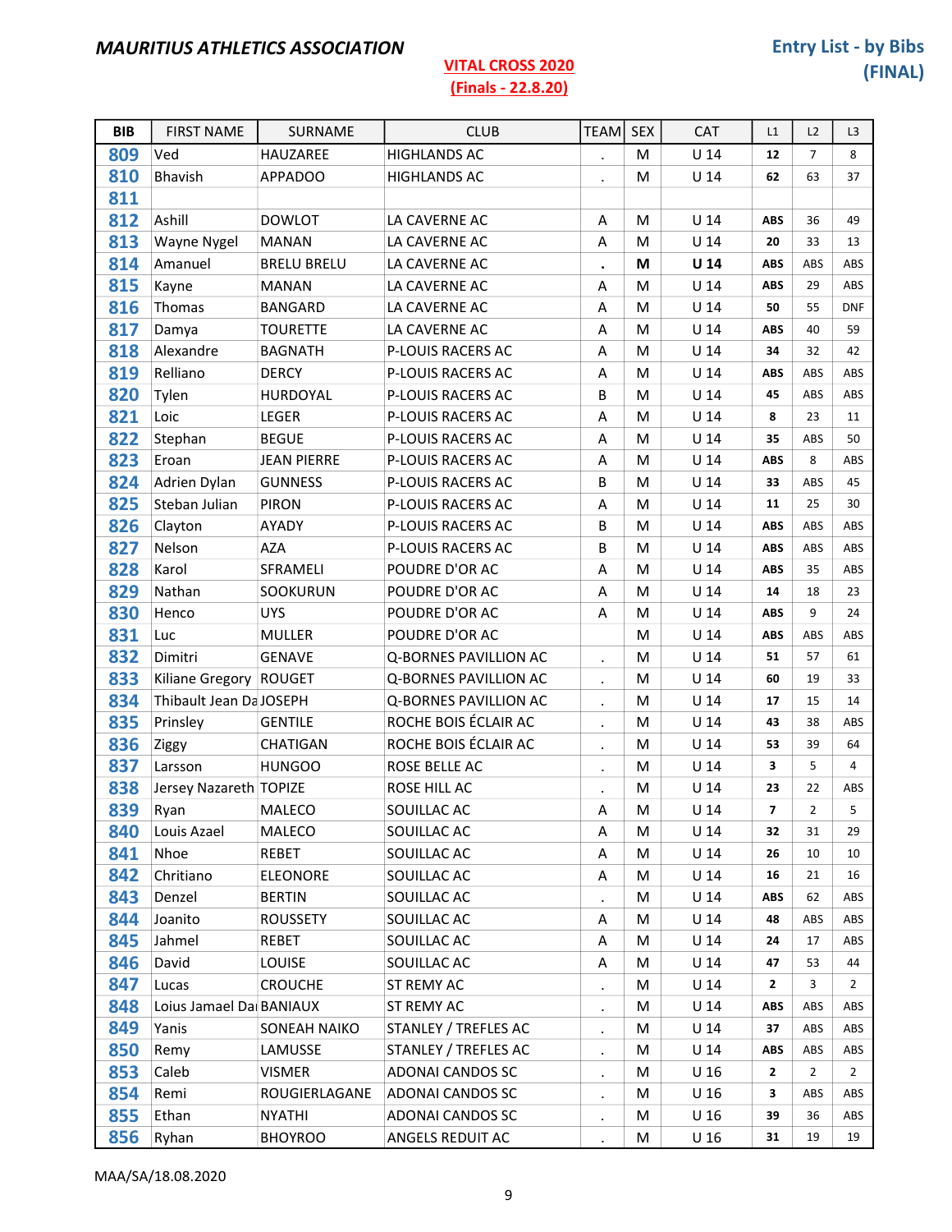**MAURITIUS ATHLETICS ASSOCIATION**

**VITAL CROSS 2020**
**(Finals - 22.8.20)**

**Entry List - by Bibs (FINAL)**

| BIB | FIRST NAME | SURNAME | CLUB | TEAM | SEX | CAT | L1 | L2 | L3 |
|---|---|---|---|---|---|---|---|---|---|
| 809 | Ved | HAUZAREE | HIGHLANDS AC | . | M | U 14 | 12 | 7 | 8 |
| 810 | Bhavish | APPADOO | HIGHLANDS AC | . | M | U 14 | 62 | 63 | 37 |
| 811 | | | | | | | | | |
| 812 | Ashill | DOWLOT | LA CAVERNE AC | A | M | U 14 | ABS | 36 | 49 |
| 813 | Wayne Nygel | MANAN | LA CAVERNE AC | A | M | U 14 | 20 | 33 | 13 |
| 814 | Amanuel | BRELU BRELU | LA CAVERNE AC | . | M | U 14 | ABS | ABS | ABS |
| 815 | Kayne | MANAN | LA CAVERNE AC | A | M | U 14 | ABS | 29 | ABS |
| 816 | Thomas | BANGARD | LA CAVERNE AC | A | M | U 14 | 50 | 55 | DNF |
| 817 | Damya | TOURETTE | LA CAVERNE AC | A | M | U 14 | ABS | 40 | 59 |
| 818 | Alexandre | BAGNATH | P-LOUIS RACERS AC | A | M | U 14 | 34 | 32 | 42 |
| 819 | Relliano | DERCY | P-LOUIS RACERS AC | A | M | U 14 | ABS | ABS | ABS |
| 820 | Tylen | HURDOYAL | P-LOUIS RACERS AC | B | M | U 14 | 45 | ABS | ABS |
| 821 | Loic | LEGER | P-LOUIS RACERS AC | A | M | U 14 | 8 | 23 | 11 |
| 822 | Stephan | BEGUE | P-LOUIS RACERS AC | A | M | U 14 | 35 | ABS | 50 |
| 823 | Eroan | JEAN PIERRE | P-LOUIS RACERS AC | A | M | U 14 | ABS | 8 | ABS |
| 824 | Adrien Dylan | GUNNESS | P-LOUIS RACERS AC | B | M | U 14 | 33 | ABS | 45 |
| 825 | Steban Julian | PIRON | P-LOUIS RACERS AC | A | M | U 14 | 11 | 25 | 30 |
| 826 | Clayton | AYADY | P-LOUIS RACERS AC | B | M | U 14 | ABS | ABS | ABS |
| 827 | Nelson | AZA | P-LOUIS RACERS AC | B | M | U 14 | ABS | ABS | ABS |
| 828 | Karol | SFRAMELI | POUDRE D'OR AC | A | M | U 14 | ABS | 35 | ABS |
| 829 | Nathan | SOOKURUN | POUDRE D'OR AC | A | M | U 14 | 14 | 18 | 23 |
| 830 | Henco | UYS | POUDRE D'OR AC | A | M | U 14 | ABS | 9 | 24 |
| 831 | Luc | MULLER | POUDRE D'OR AC | | M | U 14 | ABS | ABS | ABS |
| 832 | Dimitri | GENAVE | Q-BORNES PAVILLION AC | . | M | U 14 | 51 | 57 | 61 |
| 833 | Kiliane Gregory | ROUGET | Q-BORNES PAVILLION AC | . | M | U 14 | 60 | 19 | 33 |
| 834 | Thibault Jean Da | JOSEPH | Q-BORNES PAVILLION AC | . | M | U 14 | 17 | 15 | 14 |
| 835 | Prinsley | GENTILE | ROCHE BOIS ÉCLAIR AC | . | M | U 14 | 43 | 38 | ABS |
| 836 | Ziggy | CHATIGAN | ROCHE BOIS ÉCLAIR AC | . | M | U 14 | 53 | 39 | 64 |
| 837 | Larsson | HUNGOO | ROSE BELLE AC | . | M | U 14 | 3 | 5 | 4 |
| 838 | Jersey Nazareth | TOPIZE | ROSE HILL AC | . | M | U 14 | 23 | 22 | ABS |
| 839 | Ryan | MALECO | SOUILLAC AC | A | M | U 14 | 7 | 2 | 5 |
| 840 | Louis Azael | MALECO | SOUILLAC AC | A | M | U 14 | 32 | 31 | 29 |
| 841 | Nhoe | REBET | SOUILLAC AC | A | M | U 14 | 26 | 10 | 10 |
| 842 | Chritiano | ELEONORE | SOUILLAC AC | A | M | U 14 | 16 | 21 | 16 |
| 843 | Denzel | BERTIN | SOUILLAC AC | . | M | U 14 | ABS | 62 | ABS |
| 844 | Joanito | ROUSSETY | SOUILLAC AC | A | M | U 14 | 48 | ABS | ABS |
| 845 | Jahmel | REBET | SOUILLAC AC | A | M | U 14 | 24 | 17 | ABS |
| 846 | David | LOUISE | SOUILLAC AC | A | M | U 14 | 47 | 53 | 44 |
| 847 | Lucas | CROUCHE | ST REMY AC | . | M | U 14 | 2 | 3 | 2 |
| 848 | Loius Jamael Dai | BANIAUX | ST REMY AC | . | M | U 14 | ABS | ABS | ABS |
| 849 | Yanis | SONEAH NAIKO | STANLEY / TREFLES AC | . | M | U 14 | 37 | ABS | ABS |
| 850 | Remy | LAMUSSE | STANLEY / TREFLES AC | . | M | U 14 | ABS | ABS | ABS |
| 853 | Caleb | VISMER | ADONAI CANDOS SC | . | M | U 16 | 2 | 2 | 2 |
| 854 | Remi | ROUGIERLAGANE | ADONAI CANDOS SC | . | M | U 16 | 3 | ABS | ABS |
| 855 | Ethan | NYATHI | ADONAI CANDOS SC | . | M | U 16 | 39 | 36 | ABS |
| 856 | Ryhan | BHOYROO | ANGELS REDUIT AC | . | M | U 16 | 31 | 19 | 19 |

MAA/SA/18.08.2020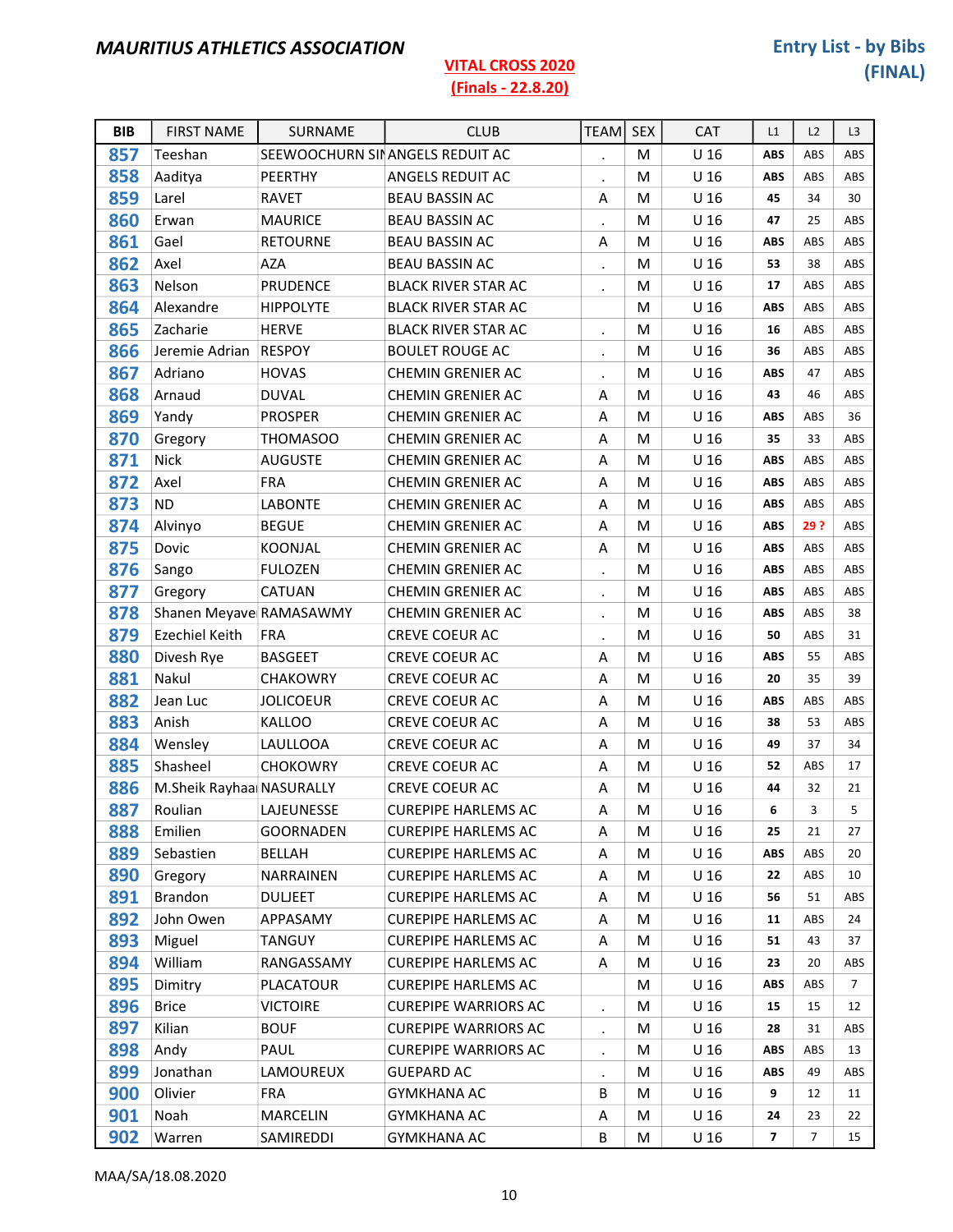**MAURITIUS ATHLETICS ASSOCIATION**

**VITAL CROSS 2020**
**(Finals - 22.8.20)**

**Entry List - by Bibs (FINAL)**

| BIB | FIRST NAME | SURNAME | CLUB | TEAM | SEX | CAT | L1 | L2 | L3 |
|---|---|---|---|---|---|---|---|---|---|
| 857 | Teeshan | SEEWOOCHURN SIN | ANGELS REDUIT AC | . | M | U 16 | ABS | ABS | ABS |
| 858 | Aaditya | PEERTHY | ANGELS REDUIT AC | . | M | U 16 | ABS | ABS | ABS |
| 859 | Larel | RAVET | BEAU BASSIN AC | A | M | U 16 | 45 | 34 | 30 |
| 860 | Erwan | MAURICE | BEAU BASSIN AC | . | M | U 16 | 47 | 25 | ABS |
| 861 | Gael | RETOURNE | BEAU BASSIN AC | A | M | U 16 | ABS | ABS | ABS |
| 862 | Axel | AZA | BEAU BASSIN AC | . | M | U 16 | 53 | 38 | ABS |
| 863 | Nelson | PRUDENCE | BLACK RIVER STAR AC | . | M | U 16 | 17 | ABS | ABS |
| 864 | Alexandre | HIPPOLYTE | BLACK RIVER STAR AC | | M | U 16 | ABS | ABS | ABS |
| 865 | Zacharie | HERVE | BLACK RIVER STAR AC | . | M | U 16 | 16 | ABS | ABS |
| 866 | Jeremie Adrian | RESPOY | BOULET ROUGE AC | . | M | U 16 | 36 | ABS | ABS |
| 867 | Adriano | HOVAS | CHEMIN GRENIER AC | . | M | U 16 | ABS | 47 | ABS |
| 868 | Arnaud | DUVAL | CHEMIN GRENIER AC | A | M | U 16 | 43 | 46 | ABS |
| 869 | Yandy | PROSPER | CHEMIN GRENIER AC | A | M | U 16 | ABS | ABS | 36 |
| 870 | Gregory | THOMASOO | CHEMIN GRENIER AC | A | M | U 16 | 35 | 33 | ABS |
| 871 | Nick | AUGUSTE | CHEMIN GRENIER AC | A | M | U 16 | ABS | ABS | ABS |
| 872 | Axel | FRA | CHEMIN GRENIER AC | A | M | U 16 | ABS | ABS | ABS |
| 873 | ND | LABONTE | CHEMIN GRENIER AC | A | M | U 16 | ABS | ABS | ABS |
| 874 | Alvinyo | BEGUE | CHEMIN GRENIER AC | A | M | U 16 | ABS | 29 ? | ABS |
| 875 | Dovic | KOONJAL | CHEMIN GRENIER AC | A | M | U 16 | ABS | ABS | ABS |
| 876 | Sango | FULOZEN | CHEMIN GRENIER AC | . | M | U 16 | ABS | ABS | ABS |
| 877 | Gregory | CATUAN | CHEMIN GRENIER AC | . | M | U 16 | ABS | ABS | ABS |
| 878 | Shanen Meyave | RAMASAWMY | CHEMIN GRENIER AC | . | M | U 16 | ABS | ABS | 38 |
| 879 | Ezechiel Keith | FRA | CREVE COEUR AC | . | M | U 16 | 50 | ABS | 31 |
| 880 | Divesh Rye | BASGEET | CREVE COEUR AC | A | M | U 16 | ABS | 55 | ABS |
| 881 | Nakul | CHAKOWRY | CREVE COEUR AC | A | M | U 16 | 20 | 35 | 39 |
| 882 | Jean Luc | JOLICOEUR | CREVE COEUR AC | A | M | U 16 | ABS | ABS | ABS |
| 883 | Anish | KALLOO | CREVE COEUR AC | A | M | U 16 | 38 | 53 | ABS |
| 884 | Wensley | LAULLOOA | CREVE COEUR AC | A | M | U 16 | 49 | 37 | 34 |
| 885 | Shasheel | CHOKOWRY | CREVE COEUR AC | A | M | U 16 | 52 | ABS | 17 |
| 886 | M.Sheik Rayhaan | NASURALLY | CREVE COEUR AC | A | M | U 16 | 44 | 32 | 21 |
| 887 | Roulian | LAJEUNESSE | CUREPIPE HARLEMS AC | A | M | U 16 | 6 | 3 | 5 |
| 888 | Emilien | GOORNADEN | CUREPIPE HARLEMS AC | A | M | U 16 | 25 | 21 | 27 |
| 889 | Sebastien | BELLAH | CUREPIPE HARLEMS AC | A | M | U 16 | ABS | ABS | 20 |
| 890 | Gregory | NARRAINEN | CUREPIPE HARLEMS AC | A | M | U 16 | 22 | ABS | 10 |
| 891 | Brandon | DULJEET | CUREPIPE HARLEMS AC | A | M | U 16 | 56 | 51 | ABS |
| 892 | John Owen | APPASAMY | CUREPIPE HARLEMS AC | A | M | U 16 | 11 | ABS | 24 |
| 893 | Miguel | TANGUY | CUREPIPE HARLEMS AC | A | M | U 16 | 51 | 43 | 37 |
| 894 | William | RANGASSAMY | CUREPIPE HARLEMS AC | A | M | U 16 | 23 | 20 | ABS |
| 895 | Dimitry | PLACATOUR | CUREPIPE HARLEMS AC | | M | U 16 | ABS | ABS | 7 |
| 896 | Brice | VICTOIRE | CUREPIPE WARRIORS AC | . | M | U 16 | 15 | 15 | 12 |
| 897 | Kilian | BOUF | CUREPIPE WARRIORS AC | . | M | U 16 | 28 | 31 | ABS |
| 898 | Andy | PAUL | CUREPIPE WARRIORS AC | . | M | U 16 | ABS | ABS | 13 |
| 899 | Jonathan | LAMOUREUX | GUEPARD AC | . | M | U 16 | ABS | 49 | ABS |
| 900 | Olivier | FRA | GYMKHANA AC | B | M | U 16 | 9 | 12 | 11 |
| 901 | Noah | MARCELIN | GYMKHANA AC | A | M | U 16 | 24 | 23 | 22 |
| 902 | Warren | SAMIREDDI | GYMKHANA AC | B | M | U 16 | 7 | 7 | 15 |

MAA/SA/18.08.2020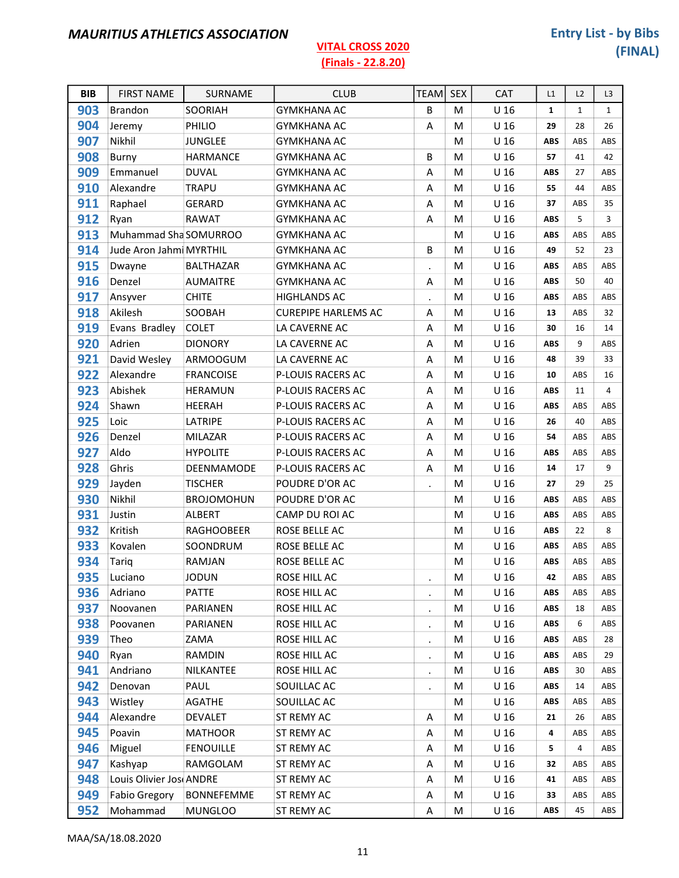**MAURITIUS ATHLETICS ASSOCIATION**

**VITAL CROSS 2020**
**(Finals - 22.8.20)**

**Entry List - by Bibs (FINAL)**

| BIB | FIRST NAME | SURNAME | CLUB | TEAM | SEX | CAT | L1 | L2 | L3 |
|---|---|---|---|---|---|---|---|---|---|
| 903 | Brandon | SOORIAH | GYMKHANA AC | B | M | U 16 | 1 | 1 | 1 |
| 904 | Jeremy | PHILIO | GYMKHANA AC | A | M | U 16 | 29 | 28 | 26 |
| 907 | Nikhil | JUNGLEE | GYMKHANA AC | | M | U 16 | ABS | ABS | ABS |
| 908 | Burny | HARMANCE | GYMKHANA AC | B | M | U 16 | 57 | 41 | 42 |
| 909 | Emmanuel | DUVAL | GYMKHANA AC | A | M | U 16 | ABS | 27 | ABS |
| 910 | Alexandre | TRAPU | GYMKHANA AC | A | M | U 16 | 55 | 44 | ABS |
| 911 | Raphael | GERARD | GYMKHANA AC | A | M | U 16 | 37 | ABS | 35 |
| 912 | Ryan | RAWAT | GYMKHANA AC | A | M | U 16 | ABS | 5 | 3 |
| 913 | Muhammad Sha | SOMURROO | GYMKHANA AC | | M | U 16 | ABS | ABS | ABS |
| 914 | Jude Aron Jahmi | MYRTHIL | GYMKHANA AC | B | M | U 16 | 49 | 52 | 23 |
| 915 | Dwayne | BALTHAZAR | GYMKHANA AC | . | M | U 16 | ABS | ABS | ABS |
| 916 | Denzel | AUMAITRE | GYMKHANA AC | A | M | U 16 | ABS | 50 | 40 |
| 917 | Ansyver | CHITE | HIGHLANDS AC | . | M | U 16 | ABS | ABS | ABS |
| 918 | Akilesh | SOOBAH | CUREPIPE HARLEMS AC | A | M | U 16 | 13 | ABS | 32 |
| 919 | Evans Bradley | COLET | LA CAVERNE AC | A | M | U 16 | 30 | 16 | 14 |
| 920 | Adrien | DIONORY | LA CAVERNE AC | A | M | U 16 | ABS | 9 | ABS |
| 921 | David Wesley | ARMOOGUM | LA CAVERNE AC | A | M | U 16 | 48 | 39 | 33 |
| 922 | Alexandre | FRANCOISE | P-LOUIS RACERS AC | A | M | U 16 | 10 | ABS | 16 |
| 923 | Abishek | HERAMUN | P-LOUIS RACERS AC | A | M | U 16 | ABS | 11 | 4 |
| 924 | Shawn | HEERAH | P-LOUIS RACERS AC | A | M | U 16 | ABS | ABS | ABS |
| 925 | Loic | LATRIPE | P-LOUIS RACERS AC | A | M | U 16 | 26 | 40 | ABS |
| 926 | Denzel | MILAZAR | P-LOUIS RACERS AC | A | M | U 16 | 54 | ABS | ABS |
| 927 | Aldo | HYPOLITE | P-LOUIS RACERS AC | A | M | U 16 | ABS | ABS | ABS |
| 928 | Ghris | DEENMAMODE | P-LOUIS RACERS AC | A | M | U 16 | 14 | 17 | 9 |
| 929 | Jayden | TISCHER | POUDRE D'OR AC | . | M | U 16 | 27 | 29 | 25 |
| 930 | Nikhil | BROJOMOHUN | POUDRE D'OR AC | | M | U 16 | ABS | ABS | ABS |
| 931 | Justin | ALBERT | CAMP DU ROI AC | | M | U 16 | ABS | ABS | ABS |
| 932 | Kritish | RAGHOOBEER | ROSE BELLE AC | | M | U 16 | ABS | 22 | 8 |
| 933 | Kovalen | SOONDRUM | ROSE BELLE AC | | M | U 16 | ABS | ABS | ABS |
| 934 | Tariq | RAMJAN | ROSE BELLE AC | | M | U 16 | ABS | ABS | ABS |
| 935 | Luciano | JODUN | ROSE HILL AC | . | M | U 16 | 42 | ABS | ABS |
| 936 | Adriano | PATTE | ROSE HILL AC | . | M | U 16 | ABS | ABS | ABS |
| 937 | Noovanen | PARIANEN | ROSE HILL AC | . | M | U 16 | ABS | 18 | ABS |
| 938 | Poovanen | PARIANEN | ROSE HILL AC | . | M | U 16 | ABS | 6 | ABS |
| 939 | Theo | ZAMA | ROSE HILL AC | . | M | U 16 | ABS | ABS | 28 |
| 940 | Ryan | RAMDIN | ROSE HILL AC | . | M | U 16 | ABS | ABS | 29 |
| 941 | Andriano | NILKANTEE | ROSE HILL AC | . | M | U 16 | ABS | 30 | ABS |
| 942 | Denovan | PAUL | SOUILLAC AC | . | M | U 16 | ABS | 14 | ABS |
| 943 | Wistley | AGATHE | SOUILLAC AC | | M | U 16 | ABS | ABS | ABS |
| 944 | Alexandre | DEVALET | ST REMY AC | A | M | U 16 | 21 | 26 | ABS |
| 945 | Poavin | MATHOOR | ST REMY AC | A | M | U 16 | 4 | ABS | ABS |
| 946 | Miguel | FENOUILLE | ST REMY AC | A | M | U 16 | 5 | 4 | ABS |
| 947 | Kashyap | RAMGOLAM | ST REMY AC | A | M | U 16 | 32 | ABS | ABS |
| 948 | Louis Olivier Jos | ANDRE | ST REMY AC | A | M | U 16 | 41 | ABS | ABS |
| 949 | Fabio Gregory | BONNEFEMME | ST REMY AC | A | M | U 16 | 33 | ABS | ABS |
| 952 | Mohammad | MUNGLOO | ST REMY AC | A | M | U 16 | ABS | 45 | ABS |

MAA/SA/18.08.2020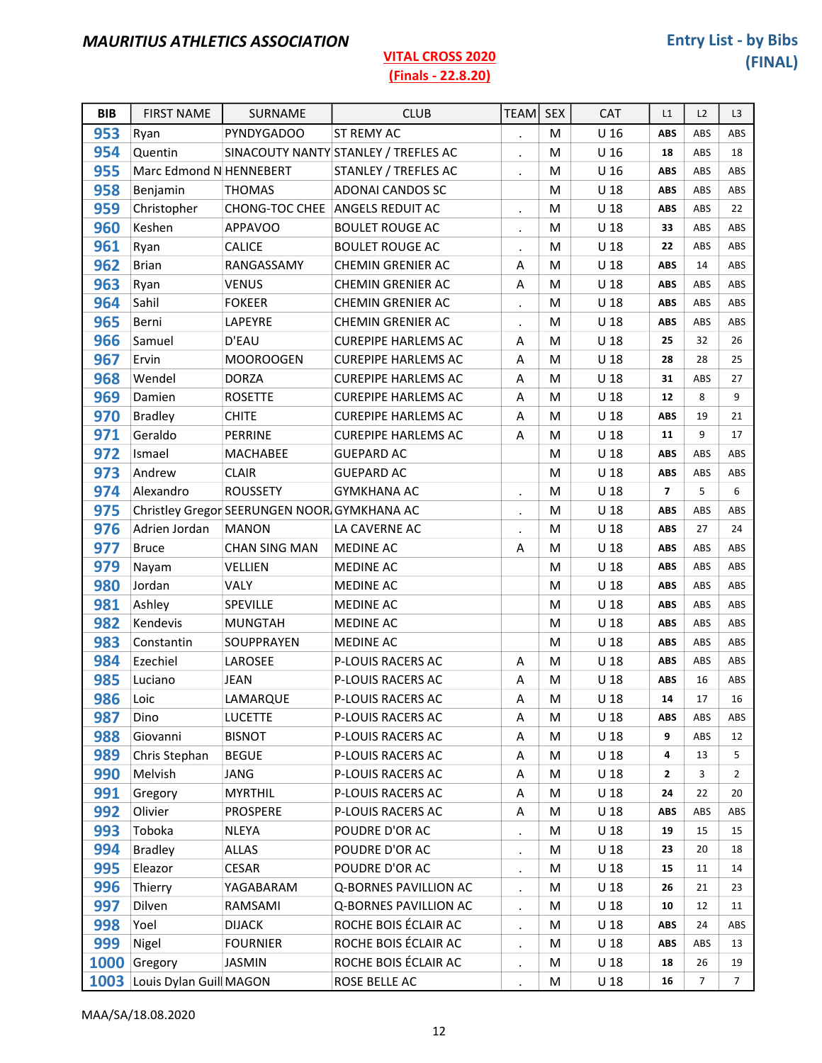**MAURITIUS ATHLETICS ASSOCIATION**

**VITAL CROSS 2020**
**(Finals - 22.8.20)**

**Entry List - by Bibs (FINAL)**

| BIB | FIRST NAME | SURNAME | CLUB | TEAM | SEX | CAT | L1 | L2 | L3 |
|---|---|---|---|---|---|---|---|---|---|
| 953 | Ryan | PYNDYGADOO | ST REMY AC | . | M | U 16 | ABS | ABS | ABS |
| 954 | Quentin | SINACOUTY NANTY | STANLEY / TREFLES AC | . | M | U 16 | 18 | ABS | 18 |
| 955 | Marc Edmond N | HENNEBERT | STANLEY / TREFLES AC | . | M | U 16 | ABS | ABS | ABS |
| 958 | Benjamin | THOMAS | ADONAI CANDOS SC | | M | U 18 | ABS | ABS | ABS |
| 959 | Christopher | CHONG-TOC CHEE | ANGELS REDUIT AC | . | M | U 18 | ABS | ABS | 22 |
| 960 | Keshen | APPAVOO | BOULET ROUGE AC | . | M | U 18 | 33 | ABS | ABS |
| 961 | Ryan | CALICE | BOULET ROUGE AC | . | M | U 18 | 22 | ABS | ABS |
| 962 | Brian | RANGASSAMY | CHEMIN GRENIER AC | A | M | U 18 | ABS | 14 | ABS |
| 963 | Ryan | VENUS | CHEMIN GRENIER AC | A | M | U 18 | ABS | ABS | ABS |
| 964 | Sahil | FOKEER | CHEMIN GRENIER AC | . | M | U 18 | ABS | ABS | ABS |
| 965 | Berni | LAPEYRE | CHEMIN GRENIER AC | . | M | U 18 | ABS | ABS | ABS |
| 966 | Samuel | D'EAU | CUREPIPE HARLEMS AC | A | M | U 18 | 25 | 32 | 26 |
| 967 | Ervin | MOOROOGEN | CUREPIPE HARLEMS AC | A | M | U 18 | 28 | 28 | 25 |
| 968 | Wendel | DORZA | CUREPIPE HARLEMS AC | A | M | U 18 | 31 | ABS | 27 |
| 969 | Damien | ROSETTE | CUREPIPE HARLEMS AC | A | M | U 18 | 12 | 8 | 9 |
| 970 | Bradley | CHITE | CUREPIPE HARLEMS AC | A | M | U 18 | ABS | 19 | 21 |
| 971 | Geraldo | PERRINE | CUREPIPE HARLEMS AC | A | M | U 18 | 11 | 9 | 17 |
| 972 | Ismael | MACHABEE | GUEPARD AC | | M | U 18 | ABS | ABS | ABS |
| 973 | Andrew | CLAIR | GUEPARD AC | | M | U 18 | ABS | ABS | ABS |
| 974 | Alexandro | ROUSSETY | GYMKHANA AC | . | M | U 18 | 7 | 5 | 6 |
| 975 | Christley Gregor | SEERUNGEN NOOR | GYMKHANA AC | . | M | U 18 | ABS | ABS | ABS |
| 976 | Adrien Jordan | MANON | LA CAVERNE AC | . | M | U 18 | ABS | 27 | 24 |
| 977 | Bruce | CHAN SING MAN | MEDINE AC | A | M | U 18 | ABS | ABS | ABS |
| 979 | Nayam | VELLIEN | MEDINE AC | | M | U 18 | ABS | ABS | ABS |
| 980 | Jordan | VALY | MEDINE AC | | M | U 18 | ABS | ABS | ABS |
| 981 | Ashley | SPEVILLE | MEDINE AC | | M | U 18 | ABS | ABS | ABS |
| 982 | Kendevis | MUNGTAH | MEDINE AC | | M | U 18 | ABS | ABS | ABS |
| 983 | Constantin | SOUPPRAYEN | MEDINE AC | | M | U 18 | ABS | ABS | ABS |
| 984 | Ezechiel | LAROSEE | P-LOUIS RACERS AC | A | M | U 18 | ABS | ABS | ABS |
| 985 | Luciano | JEAN | P-LOUIS RACERS AC | A | M | U 18 | ABS | 16 | ABS |
| 986 | Loic | LAMARQUE | P-LOUIS RACERS AC | A | M | U 18 | 14 | 17 | 16 |
| 987 | Dino | LUCETTE | P-LOUIS RACERS AC | A | M | U 18 | ABS | ABS | ABS |
| 988 | Giovanni | BISNOT | P-LOUIS RACERS AC | A | M | U 18 | 9 | ABS | 12 |
| 989 | Chris Stephan | BEGUE | P-LOUIS RACERS AC | A | M | U 18 | 4 | 13 | 5 |
| 990 | Melvish | JANG | P-LOUIS RACERS AC | A | M | U 18 | 2 | 3 | 2 |
| 991 | Gregory | MYRTHIL | P-LOUIS RACERS AC | A | M | U 18 | 24 | 22 | 20 |
| 992 | Olivier | PROSPERE | P-LOUIS RACERS AC | A | M | U 18 | ABS | ABS | ABS |
| 993 | Toboka | NLEYA | POUDRE D'OR AC | . | M | U 18 | 19 | 15 | 15 |
| 994 | Bradley | ALLAS | POUDRE D'OR AC | . | M | U 18 | 23 | 20 | 18 |
| 995 | Eleazor | CESAR | POUDRE D'OR AC | . | M | U 18 | 15 | 11 | 14 |
| 996 | Thierry | YAGABARAM | Q-BORNES PAVILLION AC | . | M | U 18 | 26 | 21 | 23 |
| 997 | Dilven | RAMSAMI | Q-BORNES PAVILLION AC | . | M | U 18 | 10 | 12 | 11 |
| 998 | Yoel | DIJACK | ROCHE BOIS ÉCLAIR AC | . | M | U 18 | ABS | 24 | ABS |
| 999 | Nigel | FOURNIER | ROCHE BOIS ÉCLAIR AC | . | M | U 18 | ABS | ABS | 13 |
| 1000 | Gregory | JASMIN | ROCHE BOIS ÉCLAIR AC | . | M | U 18 | 18 | 26 | 19 |
| 1003 | Louis Dylan Guill | MAGON | ROSE BELLE AC | . | M | U 18 | 16 | 7 | 7 |

MAA/SA/18.08.2020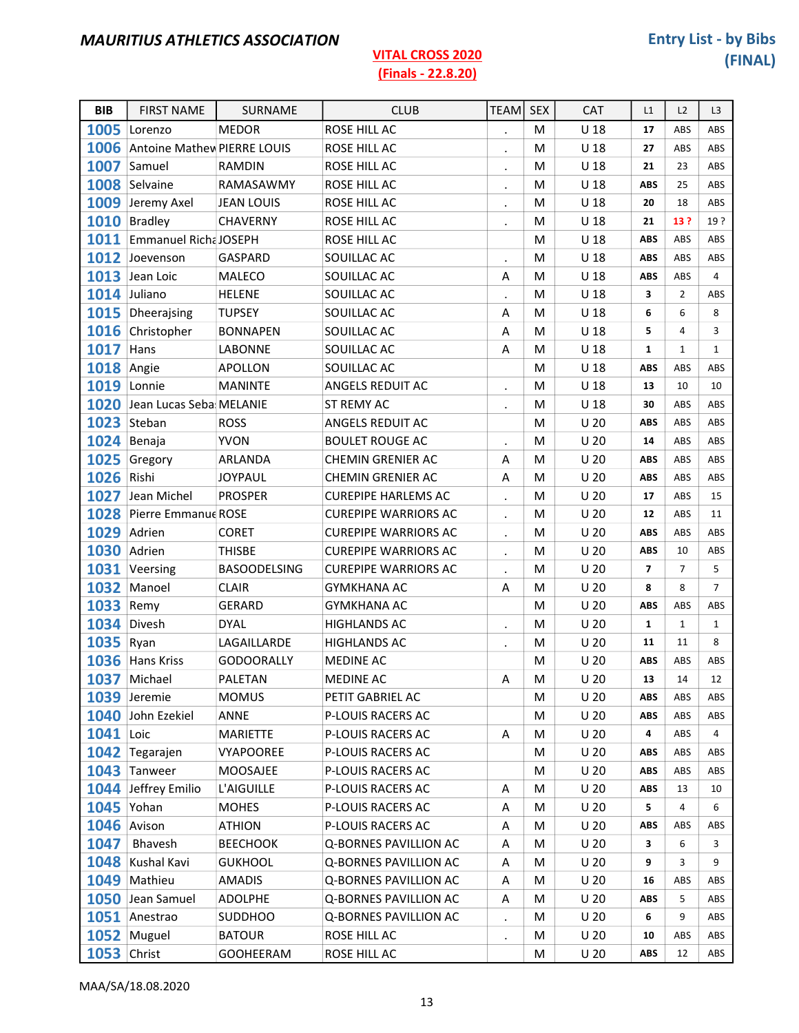**MAURITIUS ATHLETICS ASSOCIATION**

**VITAL CROSS 2020**
**(Finals - 22.8.20)**

**Entry List - by Bibs (FINAL)**

| BIB | FIRST NAME | SURNAME | CLUB | TEAM | SEX | CAT | L1 | L2 | L3 |
|---|---|---|---|---|---|---|---|---|---|
| 1005 | Lorenzo | MEDOR | ROSE HILL AC | . | M | U 18 | 17 | ABS | ABS |
| 1006 | Antoine Mathew | PIERRE LOUIS | ROSE HILL AC | . | M | U 18 | 27 | ABS | ABS |
| 1007 | Samuel | RAMDIN | ROSE HILL AC | . | M | U 18 | 21 | 23 | ABS |
| 1008 | Selvaine | RAMASAWMY | ROSE HILL AC | . | M | U 18 | ABS | 25 | ABS |
| 1009 | Jeremy Axel | JEAN LOUIS | ROSE HILL AC | . | M | U 18 | 20 | 18 | ABS |
| 1010 | Bradley | CHAVERNY | ROSE HILL AC | . | M | U 18 | 21 | 13 ? | 19 ? |
| 1011 | Emmanuel Richa | JOSEPH | ROSE HILL AC | | M | U 18 | ABS | ABS | ABS |
| 1012 | Joevenson | GASPARD | SOUILLAC AC | . | M | U 18 | ABS | ABS | ABS |
| 1013 | Jean Loic | MALECO | SOUILLAC AC | A | M | U 18 | ABS | ABS | 4 |
| 1014 | Juliano | HELENE | SOUILLAC AC | . | M | U 18 | 3 | 2 | ABS |
| 1015 | Dheerajsing | TUPSEY | SOUILLAC AC | A | M | U 18 | 6 | 6 | 8 |
| 1016 | Christopher | BONNAPEN | SOUILLAC AC | A | M | U 18 | 5 | 4 | 3 |
| 1017 | Hans | LABONNE | SOUILLAC AC | A | M | U 18 | 1 | 1 | 1 |
| 1018 | Angie | APOLLON | SOUILLAC AC | | M | U 18 | ABS | ABS | ABS |
| 1019 | Lonnie | MANINTE | ANGELS REDUIT AC | . | M | U 18 | 13 | 10 | 10 |
| 1020 | Jean Lucas Seba | MELANIE | ST REMY AC | . | M | U 18 | 30 | ABS | ABS |
| 1023 | Steban | ROSS | ANGELS REDUIT AC | | M | U 20 | ABS | ABS | ABS |
| 1024 | Benaja | YVON | BOULET ROUGE AC | . | M | U 20 | 14 | ABS | ABS |
| 1025 | Gregory | ARLANDA | CHEMIN GRENIER AC | A | M | U 20 | ABS | ABS | ABS |
| 1026 | Rishi | JOYPAUL | CHEMIN GRENIER AC | A | M | U 20 | ABS | ABS | ABS |
| 1027 | Jean Michel | PROSPER | CUREPIPE HARLEMS AC | . | M | U 20 | 17 | ABS | 15 |
| 1028 | Pierre Emmanue | ROSE | CUREPIPE WARRIORS AC | . | M | U 20 | 12 | ABS | 11 |
| 1029 | Adrien | CORET | CUREPIPE WARRIORS AC | . | M | U 20 | ABS | ABS | ABS |
| 1030 | Adrien | THISBE | CUREPIPE WARRIORS AC | . | M | U 20 | ABS | 10 | ABS |
| 1031 | Veersing | BASOODELSING | CUREPIPE WARRIORS AC | . | M | U 20 | 7 | 7 | 5 |
| 1032 | Manoel | CLAIR | GYMKHANA AC | A | M | U 20 | 8 | 8 | 7 |
| 1033 | Remy | GERARD | GYMKHANA AC | | M | U 20 | ABS | ABS | ABS |
| 1034 | Divesh | DYAL | HIGHLANDS AC | . | M | U 20 | 1 | 1 | 1 |
| 1035 | Ryan | LAGAILLARDE | HIGHLANDS AC | . | M | U 20 | 11 | 11 | 8 |
| 1036 | Hans Kriss | GODOORALLY | MEDINE AC | | M | U 20 | ABS | ABS | ABS |
| 1037 | Michael | PALETAN | MEDINE AC | A | M | U 20 | 13 | 14 | 12 |
| 1039 | Jeremie | MOMUS | PETIT GABRIEL AC | | M | U 20 | ABS | ABS | ABS |
| 1040 | John Ezekiel | ANNE | P-LOUIS RACERS AC | | M | U 20 | ABS | ABS | ABS |
| 1041 | Loic | MARIETTE | P-LOUIS RACERS AC | A | M | U 20 | 4 | ABS | 4 |
| 1042 | Tegarajen | VYAPOOREE | P-LOUIS RACERS AC | | M | U 20 | ABS | ABS | ABS |
| 1043 | Tanweer | MOOSAJEE | P-LOUIS RACERS AC | | M | U 20 | ABS | ABS | ABS |
| 1044 | Jeffrey Emilio | L'AIGUILLE | P-LOUIS RACERS AC | A | M | U 20 | ABS | 13 | 10 |
| 1045 | Yohan | MOHES | P-LOUIS RACERS AC | A | M | U 20 | 5 | 4 | 6 |
| 1046 | Avison | ATHION | P-LOUIS RACERS AC | A | M | U 20 | ABS | ABS | ABS |
| 1047 | Bhavesh | BEECHOOK | Q-BORNES PAVILLION AC | A | M | U 20 | 3 | 6 | 3 |
| 1048 | Kushal Kavi | GUKHOOL | Q-BORNES PAVILLION AC | A | M | U 20 | 9 | 3 | 9 |
| 1049 | Mathieu | AMADIS | Q-BORNES PAVILLION AC | A | M | U 20 | 16 | ABS | ABS |
| 1050 | Jean Samuel | ADOLPHE | Q-BORNES PAVILLION AC | A | M | U 20 | ABS | 5 | ABS |
| 1051 | Anestrao | SUDDHOO | Q-BORNES PAVILLION AC | . | M | U 20 | 6 | 9 | ABS |
| 1052 | Muguel | BATOUR | ROSE HILL AC | . | M | U 20 | 10 | ABS | ABS |
| 1053 | Christ | GOOHEERAM | ROSE HILL AC | | M | U 20 | ABS | 12 | ABS |

MAA/SA/18.08.2020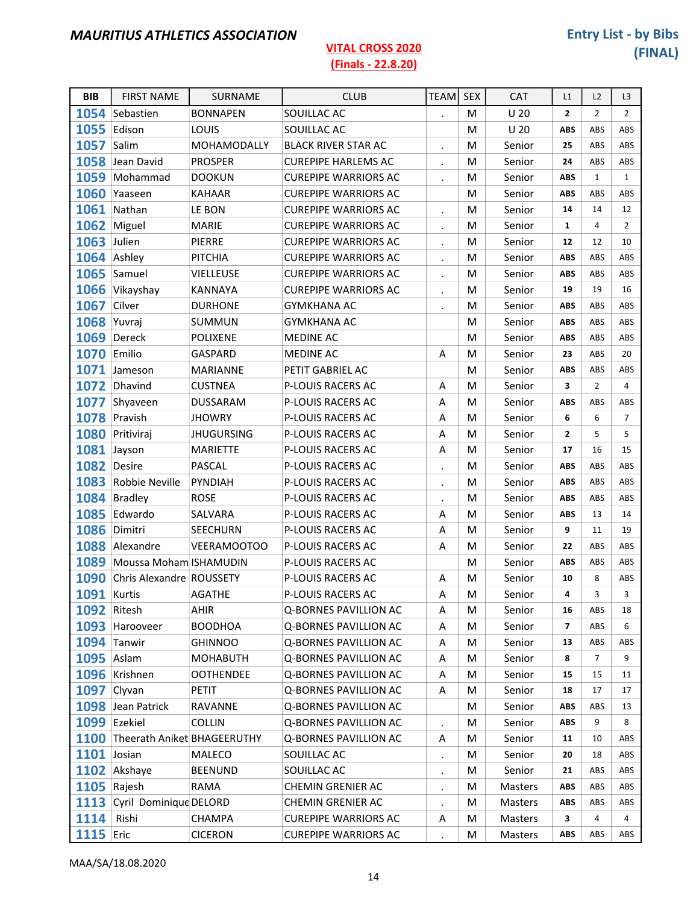**MAURITIUS ATHLETICS ASSOCIATION**

**VITAL CROSS 2020**
**(Finals - 22.8.20)**

**Entry List - by Bibs (FINAL)**

| BIB | FIRST NAME | SURNAME | CLUB | TEAM | SEX | CAT | L1 | L2 | L3 |
|---|---|---|---|---|---|---|---|---|---|
| 1054 | Sebastien | BONNAPEN | SOUILLAC AC | . | M | U 20 | 2 | 2 | 2 |
| 1055 | Edison | LOUIS | SOUILLAC AC | | M | U 20 | ABS | ABS | ABS |
| 1057 | Salim | MOHAMODALLY | BLACK RIVER STAR AC | . | M | Senior | 25 | ABS | ABS |
| 1058 | Jean David | PROSPER | CUREPIPE HARLEMS AC | . | M | Senior | 24 | ABS | ABS |
| 1059 | Mohammad | DOOKUN | CUREPIPE WARRIORS AC | . | M | Senior | ABS | 1 | 1 |
| 1060 | Yaaseen | KAHAAR | CUREPIPE WARRIORS AC | | M | Senior | ABS | ABS | ABS |
| 1061 | Nathan | LE BON | CUREPIPE WARRIORS AC | . | M | Senior | 14 | 14 | 12 |
| 1062 | Miguel | MARIE | CUREPIPE WARRIORS AC | . | M | Senior | 1 | 4 | 2 |
| 1063 | Julien | PIERRE | CUREPIPE WARRIORS AC | . | M | Senior | 12 | 12 | 10 |
| 1064 | Ashley | PITCHIA | CUREPIPE WARRIORS AC | . | M | Senior | ABS | ABS | ABS |
| 1065 | Samuel | VIELLEUSE | CUREPIPE WARRIORS AC | . | M | Senior | ABS | ABS | ABS |
| 1066 | Vikayshay | KANNAYA | CUREPIPE WARRIORS AC | . | M | Senior | 19 | 19 | 16 |
| 1067 | Cilver | DURHONE | GYMKHANA AC | . | M | Senior | ABS | ABS | ABS |
| 1068 | Yuvraj | SUMMUN | GYMKHANA AC | | M | Senior | ABS | ABS | ABS |
| 1069 | Dereck | POLIXENE | MEDINE AC | | M | Senior | ABS | ABS | ABS |
| 1070 | Emilio | GASPARD | MEDINE AC | A | M | Senior | 23 | ABS | 20 |
| 1071 | Jameson | MARIANNE | PETIT GABRIEL AC | | M | Senior | ABS | ABS | ABS |
| 1072 | Dhavind | CUSTNEA | P-LOUIS RACERS AC | A | M | Senior | 3 | 2 | 4 |
| 1077 | Shyaveen | DUSSARAM | P-LOUIS RACERS AC | A | M | Senior | ABS | ABS | ABS |
| 1078 | Pravish | JHOWRY | P-LOUIS RACERS AC | A | M | Senior | 6 | 6 | 7 |
| 1080 | Pritiviraj | JHUGURSING | P-LOUIS RACERS AC | A | M | Senior | 2 | 5 | 5 |
| 1081 | Jayson | MARIETTE | P-LOUIS RACERS AC | A | M | Senior | 17 | 16 | 15 |
| 1082 | Desire | PASCAL | P-LOUIS RACERS AC | . | M | Senior | ABS | ABS | ABS |
| 1083 | Robbie Neville | PYNDIAH | P-LOUIS RACERS AC | . | M | Senior | ABS | ABS | ABS |
| 1084 | Bradley | ROSE | P-LOUIS RACERS AC | . | M | Senior | ABS | ABS | ABS |
| 1085 | Edwardo | SALVARA | P-LOUIS RACERS AC | A | M | Senior | ABS | 13 | 14 |
| 1086 | Dimitri | SEECHURN | P-LOUIS RACERS AC | A | M | Senior | 9 | 11 | 19 |
| 1088 | Alexandre | VEERAMOOTOO | P-LOUIS RACERS AC | A | M | Senior | 22 | ABS | ABS |
| 1089 | Moussa Moham | ISHAMUDIN | P-LOUIS RACERS AC | | M | Senior | ABS | ABS | ABS |
| 1090 | Chris Alexandre | ROUSSETY | P-LOUIS RACERS AC | A | M | Senior | 10 | 8 | ABS |
| 1091 | Kurtis | AGATHE | P-LOUIS RACERS AC | A | M | Senior | 4 | 3 | 3 |
| 1092 | Ritesh | AHIR | Q-BORNES PAVILLION AC | A | M | Senior | 16 | ABS | 18 |
| 1093 | Harooveer | BOODHOA | Q-BORNES PAVILLION AC | A | M | Senior | 7 | ABS | 6 |
| 1094 | Tanwir | GHINNOO | Q-BORNES PAVILLION AC | A | M | Senior | 13 | ABS | ABS |
| 1095 | Aslam | MOHABUTH | Q-BORNES PAVILLION AC | A | M | Senior | 8 | 7 | 9 |
| 1096 | Krishnen | OOTHENDEE | Q-BORNES PAVILLION AC | A | M | Senior | 15 | 15 | 11 |
| 1097 | Clyvan | PETIT | Q-BORNES PAVILLION AC | A | M | Senior | 18 | 17 | 17 |
| 1098 | Jean Patrick | RAVANNE | Q-BORNES PAVILLION AC | | M | Senior | ABS | ABS | 13 |
| 1099 | Ezekiel | COLLIN | Q-BORNES PAVILLION AC | . | M | Senior | ABS | 9 | 8 |
| 1100 | Theerath Aniket | BHAGEERUTHY | Q-BORNES PAVILLION AC | A | M | Senior | 11 | 10 | ABS |
| 1101 | Josian | MALECO | SOUILLAC AC | . | M | Senior | 20 | 18 | ABS |
| 1102 | Akshaye | BEENUND | SOUILLAC AC | . | M | Senior | 21 | ABS | ABS |
| 1105 | Rajesh | RAMA | CHEMIN GRENIER AC | . | M | Masters | ABS | ABS | ABS |
| 1113 | Cyril Dominique | DELORD | CHEMIN GRENIER AC | . | M | Masters | ABS | ABS | ABS |
| 1114 | Rishi | CHAMPA | CUREPIPE WARRIORS AC | A | M | Masters | 3 | 4 | 4 |
| 1115 | Eric | CICERON | CUREPIPE WARRIORS AC | . | M | Masters | ABS | ABS | ABS |

MAA/SA/18.08.2020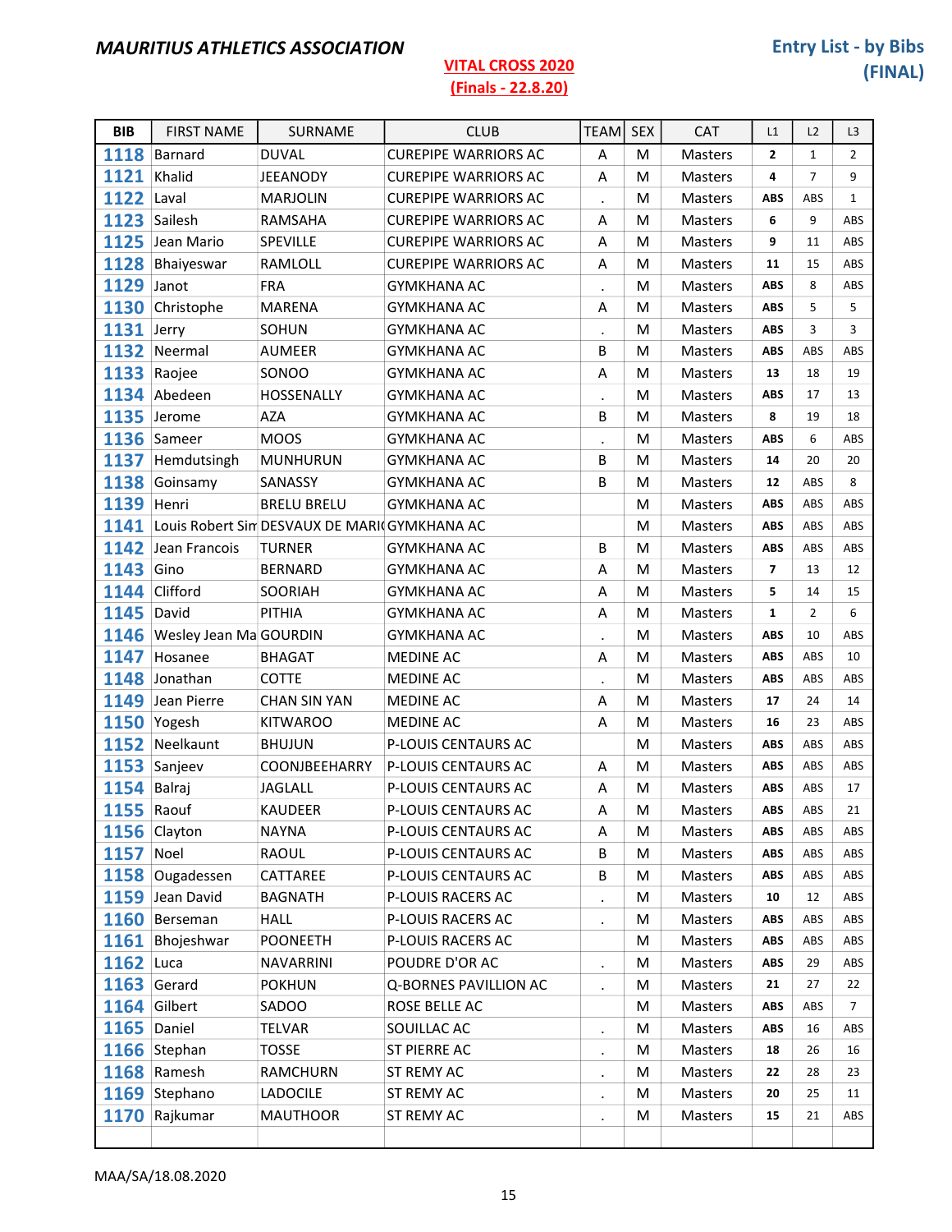**MAURITIUS ATHLETICS ASSOCIATION**

**VITAL CROSS 2020**
**(Finals - 22.8.20)**

**Entry List - by Bibs**
**(FINAL)**

| BIB | FIRST NAME | SURNAME | CLUB | TEAM | SEX | CAT | L1 | L2 | L3 |
|---|---|---|---|---|---|---|---|---|---|
| 1118 | Barnard | DUVAL | CUREPIPE WARRIORS AC | A | M | Masters | 2 | 1 | 2 |
| 1121 | Khalid | JEEANODY | CUREPIPE WARRIORS AC | A | M | Masters | 4 | 7 | 9 |
| 1122 | Laval | MARJOLIN | CUREPIPE WARRIORS AC | . | M | Masters | ABS | ABS | 1 |
| 1123 | Sailesh | RAMSAHA | CUREPIPE WARRIORS AC | A | M | Masters | 6 | 9 | ABS |
| 1125 | Jean Mario | SPEVILLE | CUREPIPE WARRIORS AC | A | M | Masters | 9 | 11 | ABS |
| 1128 | Bhaiyeswar | RAMLOLL | CUREPIPE WARRIORS AC | A | M | Masters | 11 | 15 | ABS |
| 1129 | Janot | FRA | GYMKHANA AC | . | M | Masters | ABS | 8 | ABS |
| 1130 | Christophe | MARENA | GYMKHANA AC | A | M | Masters | ABS | 5 | 5 |
| 1131 | Jerry | SOHUN | GYMKHANA AC | . | M | Masters | ABS | 3 | 3 |
| 1132 | Neermal | AUMEER | GYMKHANA AC | B | M | Masters | ABS | ABS | ABS |
| 1133 | Raojee | SONOO | GYMKHANA AC | A | M | Masters | 13 | 18 | 19 |
| 1134 | Abedeen | HOSSENALLY | GYMKHANA AC | . | M | Masters | ABS | 17 | 13 |
| 1135 | Jerome | AZA | GYMKHANA AC | B | M | Masters | 8 | 19 | 18 |
| 1136 | Sameer | MOOS | GYMKHANA AC | . | M | Masters | ABS | 6 | ABS |
| 1137 | Hemdutsingh | MUNHURUN | GYMKHANA AC | B | M | Masters | 14 | 20 | 20 |
| 1138 | Goinsamy | SANASSY | GYMKHANA AC | B | M | Masters | 12 | ABS | 8 |
| 1139 | Henri | BRELU BRELU | GYMKHANA AC | | M | Masters | ABS | ABS | ABS |
| 1141 | Louis Robert Sim | DESVAUX DE MARI( | GYMKHANA AC | | M | Masters | ABS | ABS | ABS |
| 1142 | Jean Francois | TURNER | GYMKHANA AC | B | M | Masters | ABS | ABS | ABS |
| 1143 | Gino | BERNARD | GYMKHANA AC | A | M | Masters | 7 | 13 | 12 |
| 1144 | Clifford | SOORIAH | GYMKHANA AC | A | M | Masters | 5 | 14 | 15 |
| 1145 | David | PITHIA | GYMKHANA AC | A | M | Masters | 1 | 2 | 6 |
| 1146 | Wesley Jean Ma | GOURDIN | GYMKHANA AC | . | M | Masters | ABS | 10 | ABS |
| 1147 | Hosanee | BHAGAT | MEDINE AC | A | M | Masters | ABS | ABS | 10 |
| 1148 | Jonathan | COTTE | MEDINE AC | . | M | Masters | ABS | ABS | ABS |
| 1149 | Jean Pierre | CHAN SIN YAN | MEDINE AC | A | M | Masters | 17 | 24 | 14 |
| 1150 | Yogesh | KITWAROO | MEDINE AC | A | M | Masters | 16 | 23 | ABS |
| 1152 | Neelkaunt | BHUJUN | P-LOUIS CENTAURS AC | | M | Masters | ABS | ABS | ABS |
| 1153 | Sanjeev | COONJBEEHARRY | P-LOUIS CENTAURS AC | A | M | Masters | ABS | ABS | ABS |
| 1154 | Balraj | JAGLALL | P-LOUIS CENTAURS AC | A | M | Masters | ABS | ABS | 17 |
| 1155 | Raouf | KAUDEER | P-LOUIS CENTAURS AC | A | M | Masters | ABS | ABS | 21 |
| 1156 | Clayton | NAYNA | P-LOUIS CENTAURS AC | A | M | Masters | ABS | ABS | ABS |
| 1157 | Noel | RAOUL | P-LOUIS CENTAURS AC | B | M | Masters | ABS | ABS | ABS |
| 1158 | Ougadessen | CATTAREE | P-LOUIS CENTAURS AC | B | M | Masters | ABS | ABS | ABS |
| 1159 | Jean David | BAGNATH | P-LOUIS RACERS AC | . | M | Masters | 10 | 12 | ABS |
| 1160 | Berseman | HALL | P-LOUIS RACERS AC | . | M | Masters | ABS | ABS | ABS |
| 1161 | Bhojeshwar | POONEETH | P-LOUIS RACERS AC | | M | Masters | ABS | ABS | ABS |
| 1162 | Luca | NAVARRINI | POUDRE D'OR AC | . | M | Masters | ABS | 29 | ABS |
| 1163 | Gerard | POKHUN | Q-BORNES PAVILLION AC | . | M | Masters | 21 | 27 | 22 |
| 1164 | Gilbert | SADOO | ROSE BELLE AC | | M | Masters | ABS | ABS | 7 |
| 1165 | Daniel | TELVAR | SOUILLAC AC | . | M | Masters | ABS | 16 | ABS |
| 1166 | Stephan | TOSSE | ST PIERRE AC | . | M | Masters | 18 | 26 | 16 |
| 1168 | Ramesh | RAMCHURN | ST REMY AC | . | M | Masters | 22 | 28 | 23 |
| 1169 | Stephano | LADOCILE | ST REMY AC | . | M | Masters | 20 | 25 | 11 |
| 1170 | Rajkumar | MAUTHOOR | ST REMY AC | . | M | Masters | 15 | 21 | ABS |

MAA/SA/18.08.2020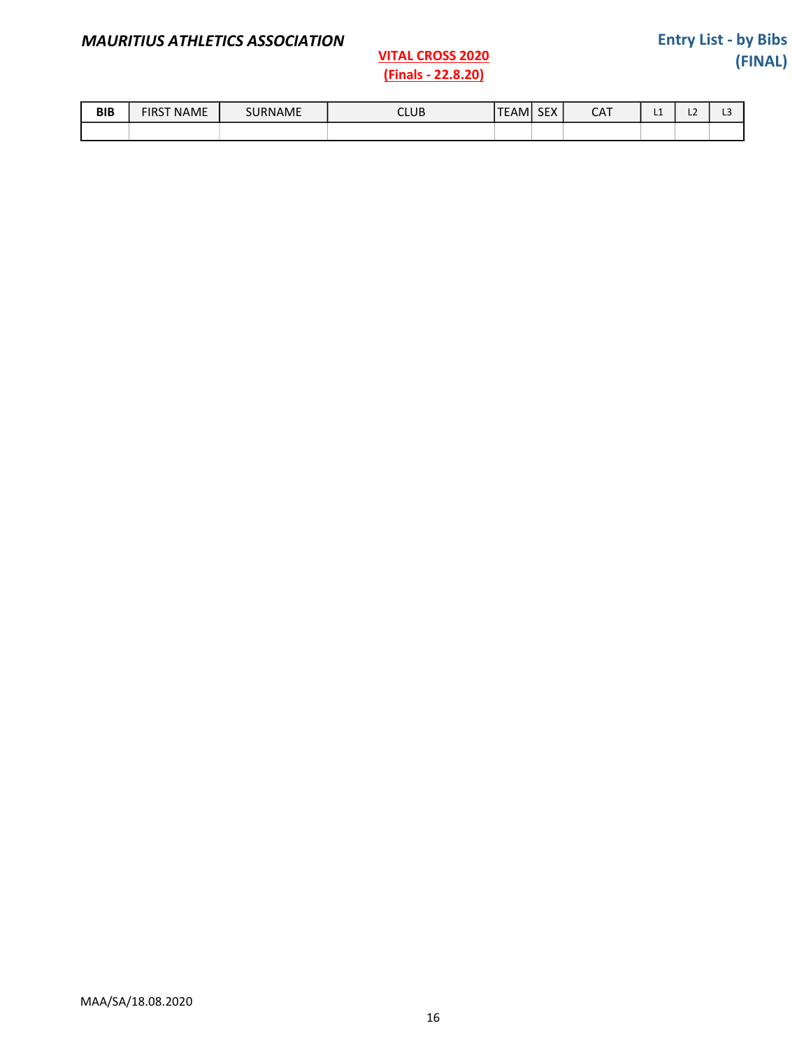***MAURITIUS ATHLETICS ASSOCIATION***

**Entry List - by Bibs (FINAL)**

**VITAL CROSS 2020**
**(Finals - 22.8.20)**

| BIB | FIRST NAME | SURNAME | CLUB | TEAM | SEX | CAT | L1 | L2 | L3 |
|---|---|---|---|---|---|---|---|---|---|
| | | | | | | | | | |

MAA/SA/18.08.2020